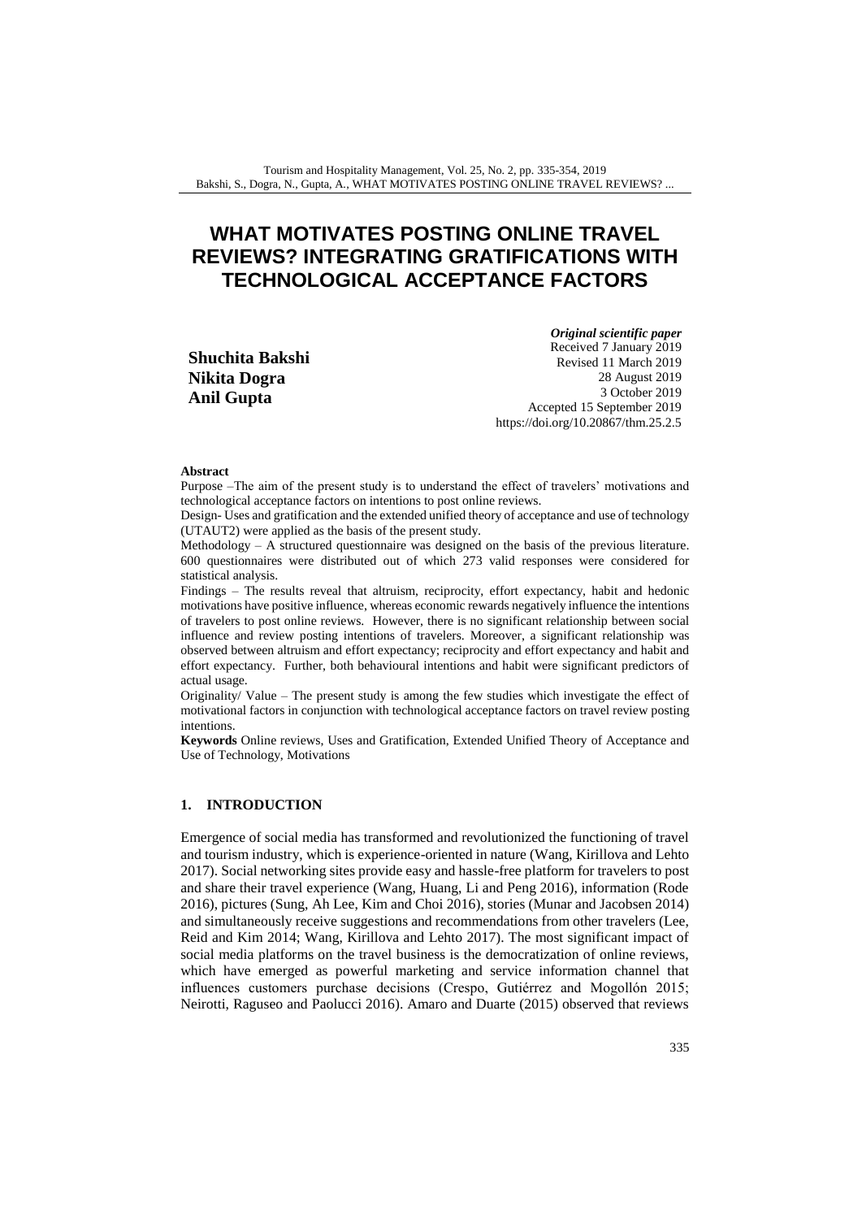# WHAT MOTIVATES POSTING ONLINE TRAVEL REVIEWS? INTEGRATING GRATIFICATIONS WITH TECHNOLOGICAL ACCEPTANCE FACTORS

**Shuchita Bakshi**
**Nikita Dogra**
**Anil Gupta**

***Original scientific paper***
Received 7 January 2019
Revised 11 March 2019
28 August 2019
3 October 2019
Accepted 15 September 2019
https://doi.org/10.20867/thm.25.2.5

**Abstract**

Purpose –The aim of the present study is to understand the effect of travelers' motivations and technological acceptance factors on intentions to post online reviews.

Design- Uses and gratification and the extended unified theory of acceptance and use of technology (UTAUT2) were applied as the basis of the present study.

Methodology – A structured questionnaire was designed on the basis of the previous literature. 600 questionnaires were distributed out of which 273 valid responses were considered for statistical analysis.

Findings – The results reveal that altruism, reciprocity, effort expectancy, habit and hedonic motivations have positive influence, whereas economic rewards negatively influence the intentions of travelers to post online reviews. However, there is no significant relationship between social influence and review posting intentions of travelers. Moreover, a significant relationship was observed between altruism and effort expectancy; reciprocity and effort expectancy and habit and effort expectancy. Further, both behavioural intentions and habit were significant predictors of actual usage.

Originality/ Value – The present study is among the few studies which investigate the effect of motivational factors in conjunction with technological acceptance factors on travel review posting intentions.

**Keywords** Online reviews, Uses and Gratification, Extended Unified Theory of Acceptance and Use of Technology, Motivations

## 1. INTRODUCTION

Emergence of social media has transformed and revolutionized the functioning of travel and tourism industry, which is experience-oriented in nature (Wang, Kirillova and Lehto 2017). Social networking sites provide easy and hassle-free platform for travelers to post and share their travel experience (Wang, Huang, Li and Peng 2016), information (Rode 2016), pictures (Sung, Ah Lee, Kim and Choi 2016), stories (Munar and Jacobsen 2014) and simultaneously receive suggestions and recommendations from other travelers (Lee, Reid and Kim 2014; Wang, Kirillova and Lehto 2017). The most significant impact of social media platforms on the travel business is the democratization of online reviews, which have emerged as powerful marketing and service information channel that influences customers purchase decisions (Crespo, Gutiérrez and Mogollón 2015; Neirotti, Raguseo and Paolucci 2016). Amaro and Duarte (2015) observed that reviews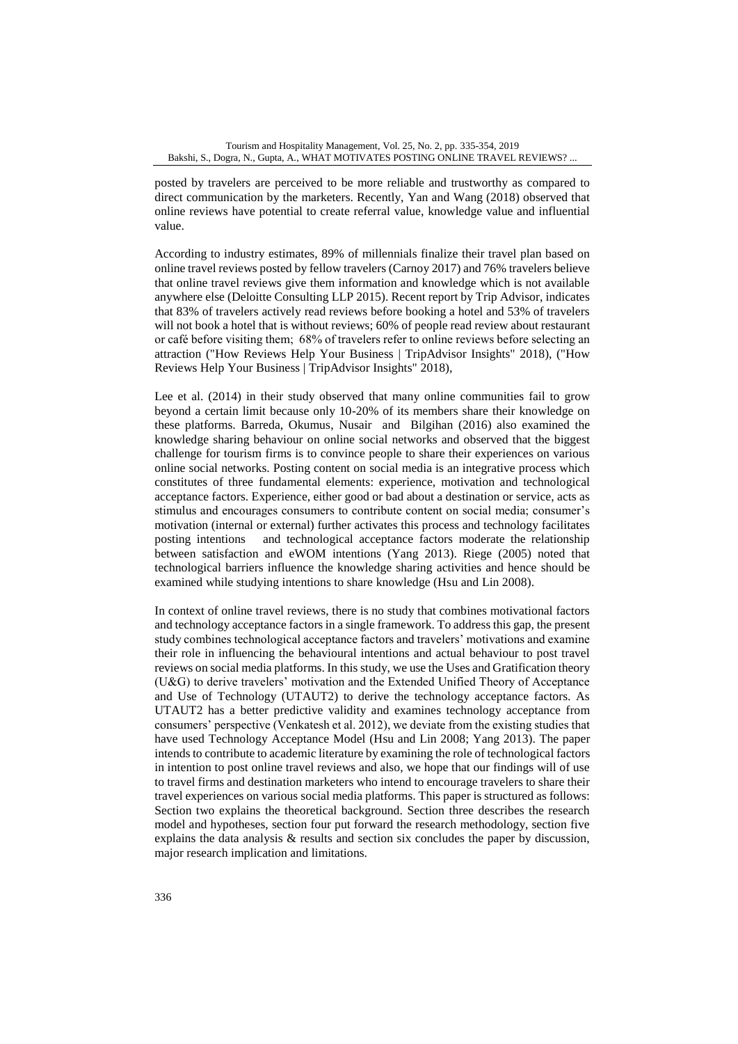posted by travelers are perceived to be more reliable and trustworthy as compared to direct communication by the marketers. Recently, Yan and Wang (2018) observed that online reviews have potential to create referral value, knowledge value and influential value.

According to industry estimates, 89% of millennials finalize their travel plan based on online travel reviews posted by fellow travelers (Carnoy 2017) and 76% travelers believe that online travel reviews give them information and knowledge which is not available anywhere else (Deloitte Consulting LLP 2015). Recent report by Trip Advisor, indicates that 83% of travelers actively read reviews before booking a hotel and 53% of travelers will not book a hotel that is without reviews; 60% of people read review about restaurant or café before visiting them; 68% of travelers refer to online reviews before selecting an attraction ("How Reviews Help Your Business | TripAdvisor Insights" 2018), ("How Reviews Help Your Business | TripAdvisor Insights" 2018),

Lee et al. (2014) in their study observed that many online communities fail to grow beyond a certain limit because only 10-20% of its members share their knowledge on these platforms. Barreda, Okumus, Nusair and Bilgihan (2016) also examined the knowledge sharing behaviour on online social networks and observed that the biggest challenge for tourism firms is to convince people to share their experiences on various online social networks. Posting content on social media is an integrative process which constitutes of three fundamental elements: experience, motivation and technological acceptance factors. Experience, either good or bad about a destination or service, acts as stimulus and encourages consumers to contribute content on social media; consumer's motivation (internal or external) further activates this process and technology facilitates posting intentions and technological acceptance factors moderate the relationship between satisfaction and eWOM intentions (Yang 2013). Riege (2005) noted that technological barriers influence the knowledge sharing activities and hence should be examined while studying intentions to share knowledge (Hsu and Lin 2008).

In context of online travel reviews, there is no study that combines motivational factors and technology acceptance factors in a single framework. To address this gap, the present study combines technological acceptance factors and travelers' motivations and examine their role in influencing the behavioural intentions and actual behaviour to post travel reviews on social media platforms. In this study, we use the Uses and Gratification theory (U&G) to derive travelers' motivation and the Extended Unified Theory of Acceptance and Use of Technology (UTAUT2) to derive the technology acceptance factors. As UTAUT2 has a better predictive validity and examines technology acceptance from consumers' perspective (Venkatesh et al. 2012), we deviate from the existing studies that have used Technology Acceptance Model (Hsu and Lin 2008; Yang 2013). The paper intends to contribute to academic literature by examining the role of technological factors in intention to post online travel reviews and also, we hope that our findings will of use to travel firms and destination marketers who intend to encourage travelers to share their travel experiences on various social media platforms. This paper is structured as follows: Section two explains the theoretical background. Section three describes the research model and hypotheses, section four put forward the research methodology, section five explains the data analysis & results and section six concludes the paper by discussion, major research implication and limitations.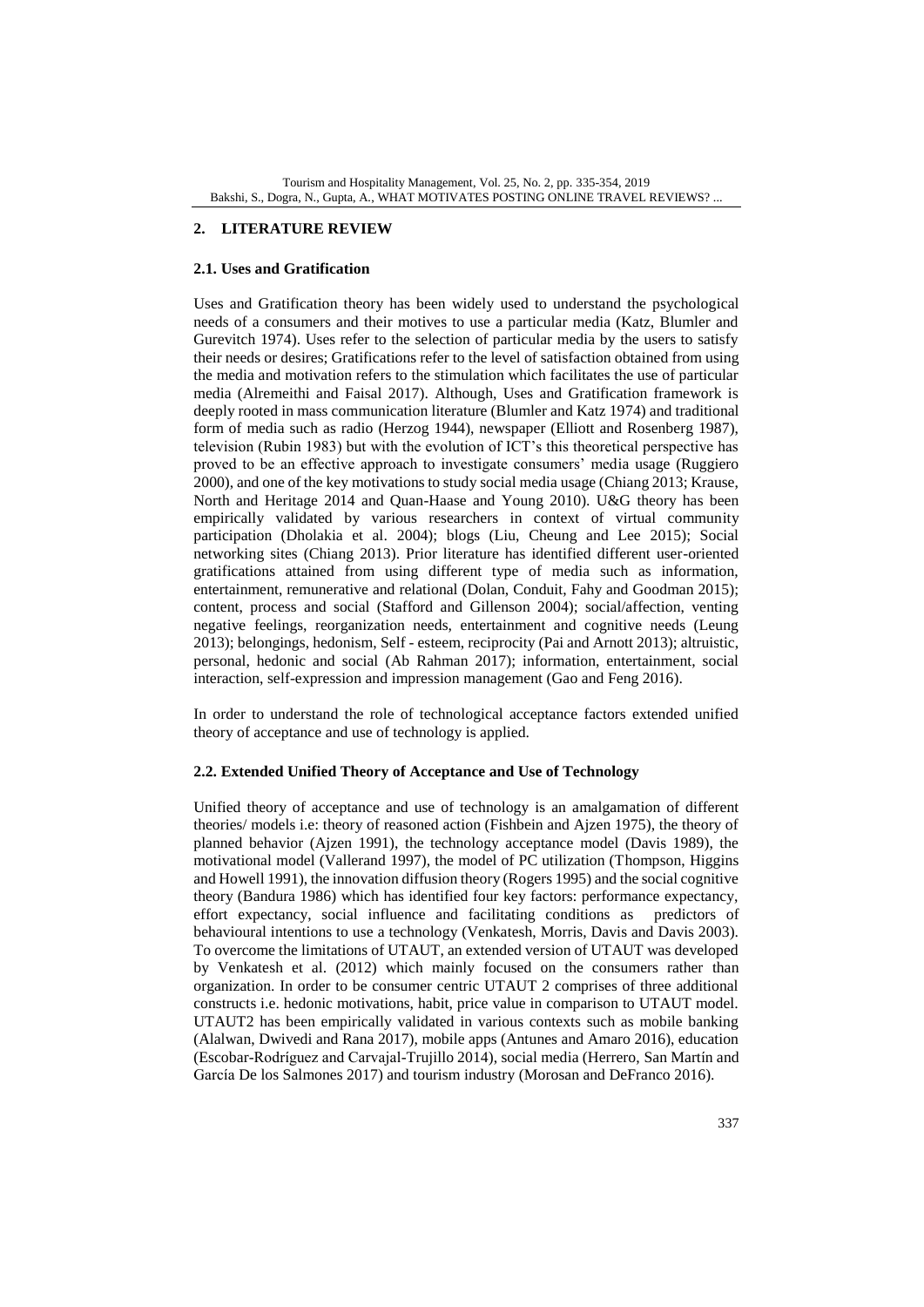## 2. LITERATURE REVIEW

### 2.1. Uses and Gratification

Uses and Gratification theory has been widely used to understand the psychological needs of a consumers and their motives to use a particular media (Katz, Blumler and Gurevitch 1974). Uses refer to the selection of particular media by the users to satisfy their needs or desires; Gratifications refer to the level of satisfaction obtained from using the media and motivation refers to the stimulation which facilitates the use of particular media (Alremeithi and Faisal 2017). Although, Uses and Gratification framework is deeply rooted in mass communication literature (Blumler and Katz 1974) and traditional form of media such as radio (Herzog 1944), newspaper (Elliott and Rosenberg 1987), television (Rubin 1983) but with the evolution of ICT's this theoretical perspective has proved to be an effective approach to investigate consumers' media usage (Ruggiero 2000), and one of the key motivations to study social media usage (Chiang 2013; Krause, North and Heritage 2014 and Quan-Haase and Young 2010). U&G theory has been empirically validated by various researchers in context of virtual community participation (Dholakia et al. 2004); blogs (Liu, Cheung and Lee 2015); Social networking sites (Chiang 2013). Prior literature has identified different user-oriented gratifications attained from using different type of media such as information, entertainment, remunerative and relational (Dolan, Conduit, Fahy and Goodman 2015); content, process and social (Stafford and Gillenson 2004); social/affection, venting negative feelings, reorganization needs, entertainment and cognitive needs (Leung 2013); belongings, hedonism, Self - esteem, reciprocity (Pai and Arnott 2013); altruistic, personal, hedonic and social (Ab Rahman 2017); information, entertainment, social interaction, self-expression and impression management (Gao and Feng 2016).

In order to understand the role of technological acceptance factors extended unified theory of acceptance and use of technology is applied.

### 2.2. Extended Unified Theory of Acceptance and Use of Technology

Unified theory of acceptance and use of technology is an amalgamation of different theories/ models i.e: theory of reasoned action (Fishbein and Ajzen 1975), the theory of planned behavior (Ajzen 1991), the technology acceptance model (Davis 1989), the motivational model (Vallerand 1997), the model of PC utilization (Thompson, Higgins and Howell 1991), the innovation diffusion theory (Rogers 1995) and the social cognitive theory (Bandura 1986) which has identified four key factors: performance expectancy, effort expectancy, social influence and facilitating conditions as predictors of behavioural intentions to use a technology (Venkatesh, Morris, Davis and Davis 2003). To overcome the limitations of UTAUT, an extended version of UTAUT was developed by Venkatesh et al. (2012) which mainly focused on the consumers rather than organization. In order to be consumer centric UTAUT 2 comprises of three additional constructs i.e. hedonic motivations, habit, price value in comparison to UTAUT model. UTAUT2 has been empirically validated in various contexts such as mobile banking (Alalwan, Dwivedi and Rana 2017), mobile apps (Antunes and Amaro 2016), education (Escobar-Rodríguez and Carvajal-Trujillo 2014), social media (Herrero, San Martín and García De los Salmones 2017) and tourism industry (Morosan and DeFranco 2016).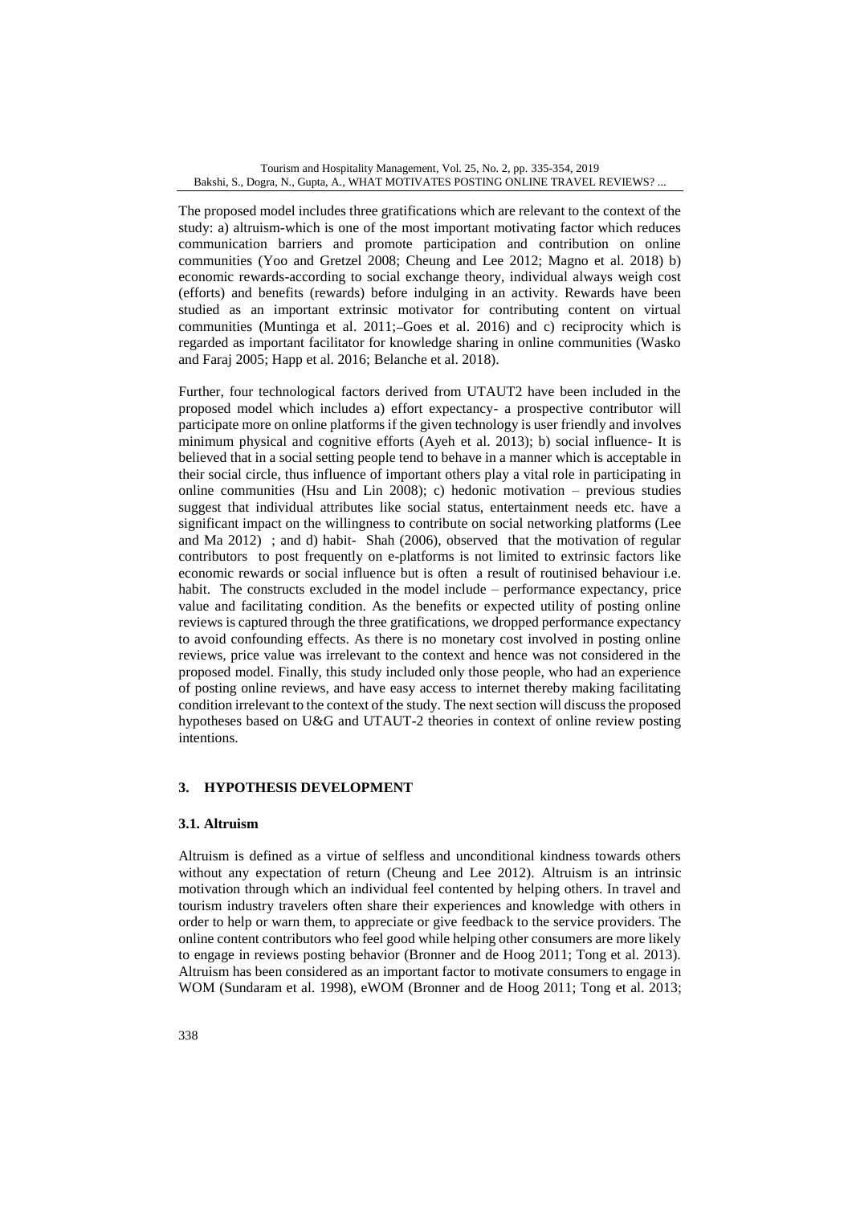The proposed model includes three gratifications which are relevant to the context of the study: a) altruism-which is one of the most important motivating factor which reduces communication barriers and promote participation and contribution on online communities (Yoo and Gretzel 2008; Cheung and Lee 2012; Magno et al. 2018) b) economic rewards-according to social exchange theory, individual always weigh cost (efforts) and benefits (rewards) before indulging in an activity. Rewards have been studied as an important extrinsic motivator for contributing content on virtual communities (Muntinga et al. 2011;–Goes et al. 2016) and c) reciprocity which is regarded as important facilitator for knowledge sharing in online communities (Wasko and Faraj 2005; Happ et al. 2016; Belanche et al. 2018).

Further, four technological factors derived from UTAUT2 have been included in the proposed model which includes a) effort expectancy- a prospective contributor will participate more on online platforms if the given technology is user friendly and involves minimum physical and cognitive efforts (Ayeh et al. 2013); b) social influence- It is believed that in a social setting people tend to behave in a manner which is acceptable in their social circle, thus influence of important others play a vital role in participating in online communities (Hsu and Lin 2008); c) hedonic motivation – previous studies suggest that individual attributes like social status, entertainment needs etc. have a significant impact on the willingness to contribute on social networking platforms (Lee and Ma 2012) ; and d) habit- Shah (2006), observed that the motivation of regular contributors to post frequently on e-platforms is not limited to extrinsic factors like economic rewards or social influence but is often a result of routinised behaviour i.e. habit. The constructs excluded in the model include – performance expectancy, price value and facilitating condition. As the benefits or expected utility of posting online reviews is captured through the three gratifications, we dropped performance expectancy to avoid confounding effects. As there is no monetary cost involved in posting online reviews, price value was irrelevant to the context and hence was not considered in the proposed model. Finally, this study included only those people, who had an experience of posting online reviews, and have easy access to internet thereby making facilitating condition irrelevant to the context of the study. The next section will discuss the proposed hypotheses based on U&G and UTAUT-2 theories in context of online review posting intentions.

## 3. HYPOTHESIS DEVELOPMENT

### 3.1. Altruism

Altruism is defined as a virtue of selfless and unconditional kindness towards others without any expectation of return (Cheung and Lee 2012). Altruism is an intrinsic motivation through which an individual feel contented by helping others. In travel and tourism industry travelers often share their experiences and knowledge with others in order to help or warn them, to appreciate or give feedback to the service providers. The online content contributors who feel good while helping other consumers are more likely to engage in reviews posting behavior (Bronner and de Hoog 2011; Tong et al. 2013). Altruism has been considered as an important factor to motivate consumers to engage in WOM (Sundaram et al. 1998), eWOM (Bronner and de Hoog 2011; Tong et al. 2013;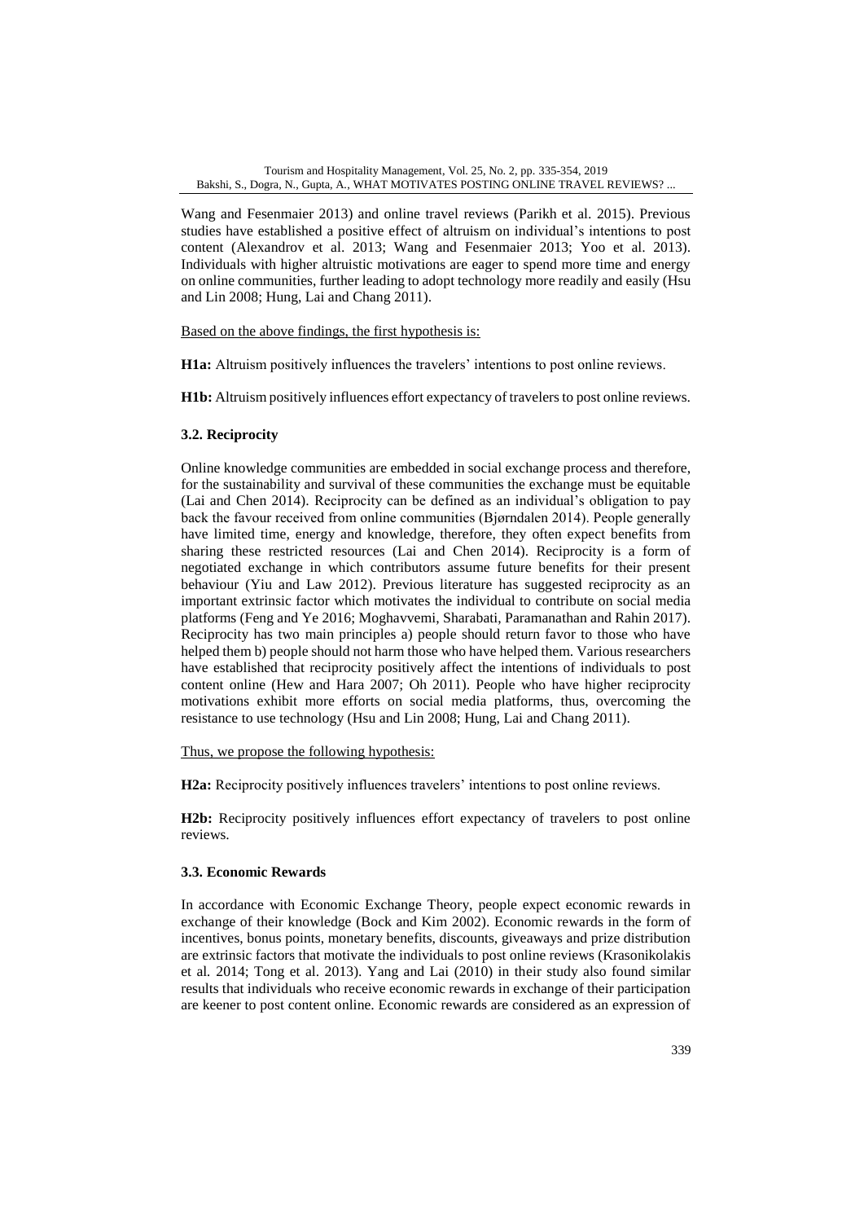Wang and Fesenmaier 2013) and online travel reviews (Parikh et al. 2015). Previous studies have established a positive effect of altruism on individual's intentions to post content (Alexandrov et al. 2013; Wang and Fesenmaier 2013; Yoo et al. 2013). Individuals with higher altruistic motivations are eager to spend more time and energy on online communities, further leading to adopt technology more readily and easily (Hsu and Lin 2008; Hung, Lai and Chang 2011).

Based on the above findings, the first hypothesis is:

**H1a:** Altruism positively influences the travelers' intentions to post online reviews.

**H1b:** Altruism positively influences effort expectancy of travelers to post online reviews.

### 3.2. Reciprocity

Online knowledge communities are embedded in social exchange process and therefore, for the sustainability and survival of these communities the exchange must be equitable (Lai and Chen 2014). Reciprocity can be defined as an individual's obligation to pay back the favour received from online communities (Bjørndalen 2014). People generally have limited time, energy and knowledge, therefore, they often expect benefits from sharing these restricted resources (Lai and Chen 2014). Reciprocity is a form of negotiated exchange in which contributors assume future benefits for their present behaviour (Yiu and Law 2012). Previous literature has suggested reciprocity as an important extrinsic factor which motivates the individual to contribute on social media platforms (Feng and Ye 2016; Moghavvemi, Sharabati, Paramanathan and Rahin 2017). Reciprocity has two main principles a) people should return favor to those who have helped them b) people should not harm those who have helped them. Various researchers have established that reciprocity positively affect the intentions of individuals to post content online (Hew and Hara 2007; Oh 2011). People who have higher reciprocity motivations exhibit more efforts on social media platforms, thus, overcoming the resistance to use technology (Hsu and Lin 2008; Hung, Lai and Chang 2011).

Thus, we propose the following hypothesis:

**H2a:** Reciprocity positively influences travelers' intentions to post online reviews.

**H2b:** Reciprocity positively influences effort expectancy of travelers to post online reviews.

### 3.3. Economic Rewards

In accordance with Economic Exchange Theory, people expect economic rewards in exchange of their knowledge (Bock and Kim 2002). Economic rewards in the form of incentives, bonus points, monetary benefits, discounts, giveaways and prize distribution are extrinsic factors that motivate the individuals to post online reviews (Krasonikolakis et al. 2014; Tong et al. 2013). Yang and Lai (2010) in their study also found similar results that individuals who receive economic rewards in exchange of their participation are keener to post content online. Economic rewards are considered as an expression of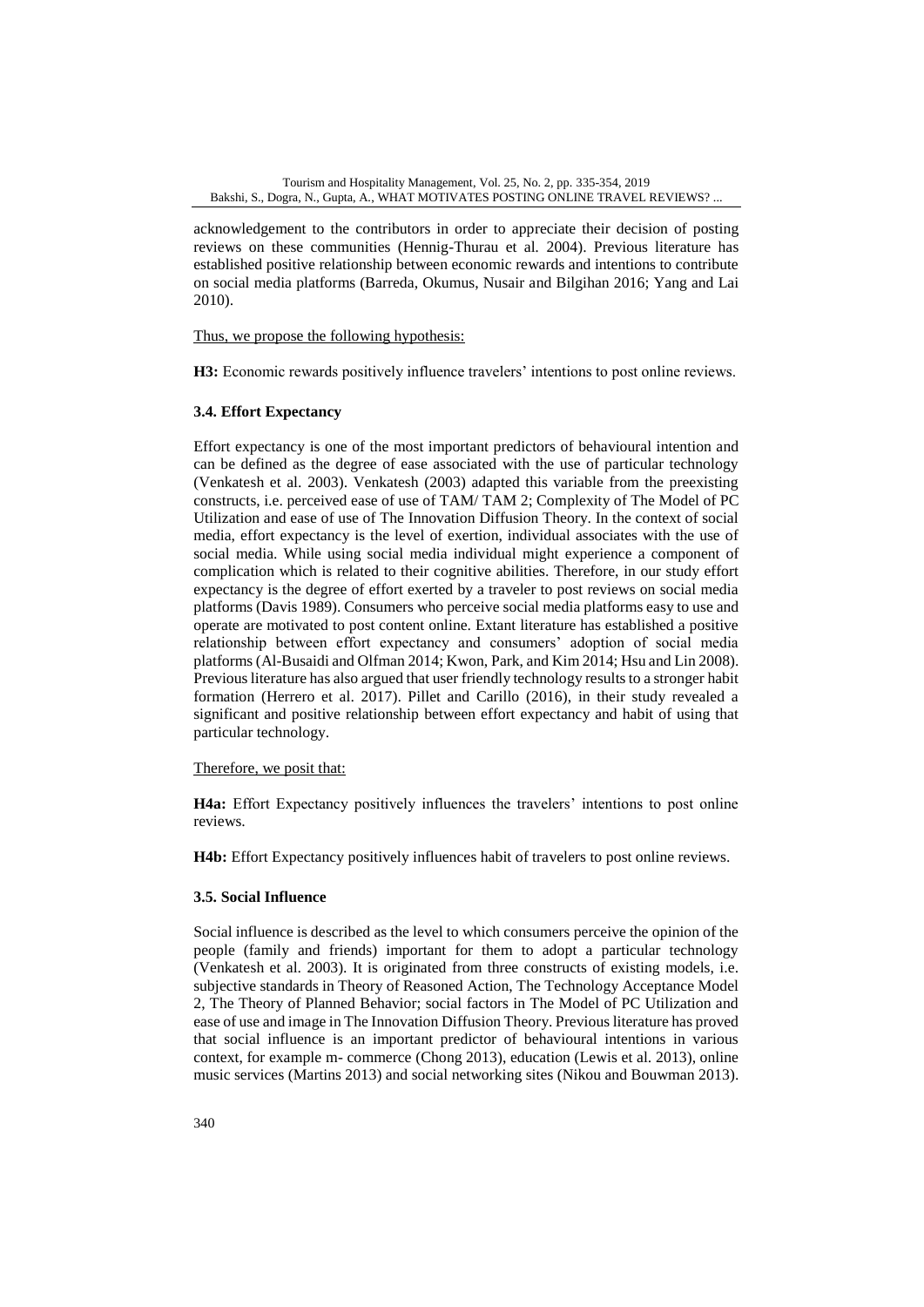acknowledgement to the contributors in order to appreciate their decision of posting reviews on these communities (Hennig-Thurau et al. 2004). Previous literature has established positive relationship between economic rewards and intentions to contribute on social media platforms (Barreda, Okumus, Nusair and Bilgihan 2016; Yang and Lai 2010).

Thus, we propose the following hypothesis:

**H3:** Economic rewards positively influence travelers' intentions to post online reviews.

### 3.4. Effort Expectancy

Effort expectancy is one of the most important predictors of behavioural intention and can be defined as the degree of ease associated with the use of particular technology (Venkatesh et al. 2003). Venkatesh (2003) adapted this variable from the preexisting constructs, i.e. perceived ease of use of TAM/ TAM 2; Complexity of The Model of PC Utilization and ease of use of The Innovation Diffusion Theory. In the context of social media, effort expectancy is the level of exertion, individual associates with the use of social media. While using social media individual might experience a component of complication which is related to their cognitive abilities. Therefore, in our study effort expectancy is the degree of effort exerted by a traveler to post reviews on social media platforms (Davis 1989). Consumers who perceive social media platforms easy to use and operate are motivated to post content online. Extant literature has established a positive relationship between effort expectancy and consumers' adoption of social media platforms (Al-Busaidi and Olfman 2014; Kwon, Park, and Kim 2014; Hsu and Lin 2008). Previous literature has also argued that user friendly technology results to a stronger habit formation (Herrero et al. 2017). Pillet and Carillo (2016), in their study revealed a significant and positive relationship between effort expectancy and habit of using that particular technology.

Therefore, we posit that:

**H4a:** Effort Expectancy positively influences the travelers' intentions to post online reviews.

**H4b:** Effort Expectancy positively influences habit of travelers to post online reviews.

### 3.5. Social Influence

Social influence is described as the level to which consumers perceive the opinion of the people (family and friends) important for them to adopt a particular technology (Venkatesh et al. 2003). It is originated from three constructs of existing models, i.e. subjective standards in Theory of Reasoned Action, The Technology Acceptance Model 2, The Theory of Planned Behavior; social factors in The Model of PC Utilization and ease of use and image in The Innovation Diffusion Theory. Previous literature has proved that social influence is an important predictor of behavioural intentions in various context, for example m- commerce (Chong 2013), education (Lewis et al. 2013), online music services (Martins 2013) and social networking sites (Nikou and Bouwman 2013).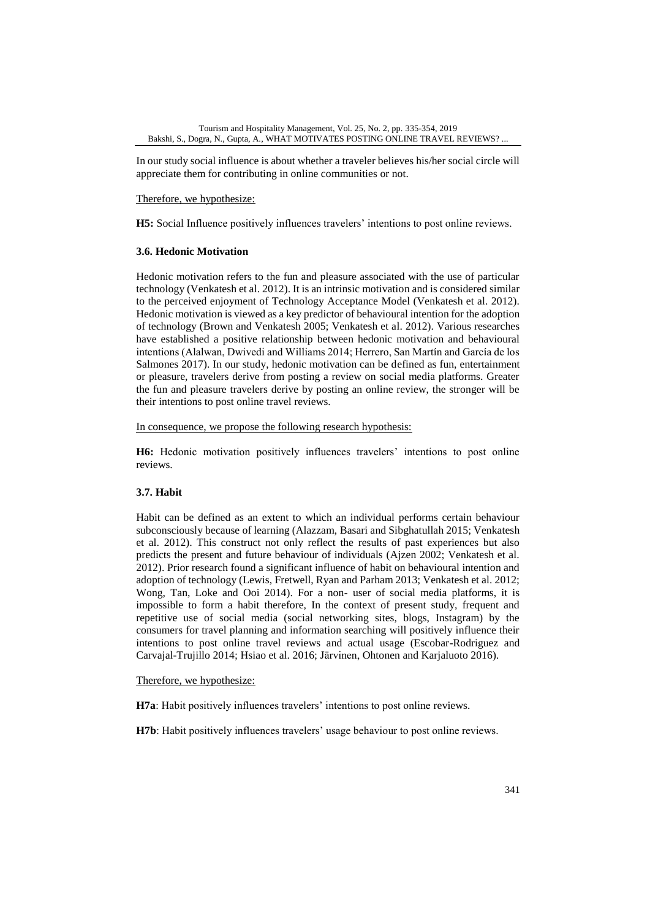In our study social influence is about whether a traveler believes his/her social circle will appreciate them for contributing in online communities or not.

Therefore, we hypothesize:

**H5:** Social Influence positively influences travelers' intentions to post online reviews.

### 3.6. Hedonic Motivation

Hedonic motivation refers to the fun and pleasure associated with the use of particular technology (Venkatesh et al. 2012). It is an intrinsic motivation and is considered similar to the perceived enjoyment of Technology Acceptance Model (Venkatesh et al. 2012). Hedonic motivation is viewed as a key predictor of behavioural intention for the adoption of technology (Brown and Venkatesh 2005; Venkatesh et al. 2012). Various researches have established a positive relationship between hedonic motivation and behavioural intentions (Alalwan, Dwivedi and Williams 2014; Herrero, San Martín and García de los Salmones 2017). In our study, hedonic motivation can be defined as fun, entertainment or pleasure, travelers derive from posting a review on social media platforms. Greater the fun and pleasure travelers derive by posting an online review, the stronger will be their intentions to post online travel reviews.

In consequence, we propose the following research hypothesis:

**H6:** Hedonic motivation positively influences travelers' intentions to post online reviews.

### 3.7. Habit

Habit can be defined as an extent to which an individual performs certain behaviour subconsciously because of learning (Alazzam, Basari and Sibghatullah 2015; Venkatesh et al. 2012). This construct not only reflect the results of past experiences but also predicts the present and future behaviour of individuals (Ajzen 2002; Venkatesh et al. 2012). Prior research found a significant influence of habit on behavioural intention and adoption of technology (Lewis, Fretwell, Ryan and Parham 2013; Venkatesh et al. 2012; Wong, Tan, Loke and Ooi 2014). For a non- user of social media platforms, it is impossible to form a habit therefore, In the context of present study, frequent and repetitive use of social media (social networking sites, blogs, Instagram) by the consumers for travel planning and information searching will positively influence their intentions to post online travel reviews and actual usage (Escobar-Rodriguez and Carvajal-Trujillo 2014; Hsiao et al. 2016; Järvinen, Ohtonen and Karjaluoto 2016).

Therefore, we hypothesize:

**H7a**: Habit positively influences travelers' intentions to post online reviews.

**H7b**: Habit positively influences travelers' usage behaviour to post online reviews.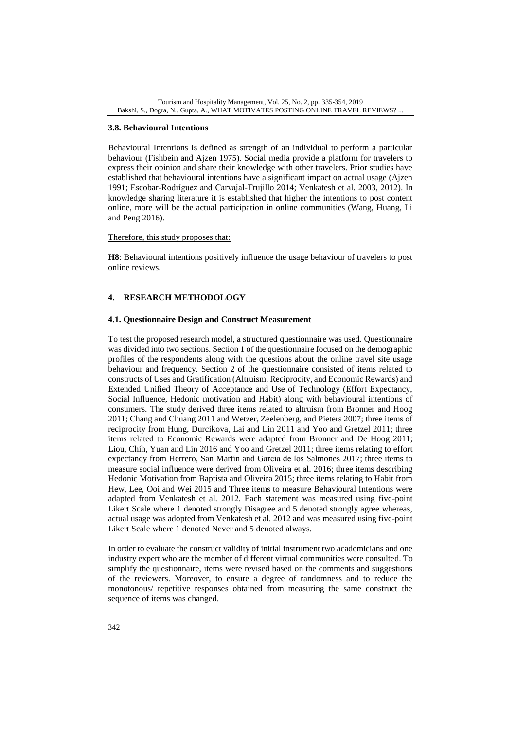### 3.8. Behavioural Intentions

Behavioural Intentions is defined as strength of an individual to perform a particular behaviour (Fishbein and Ajzen 1975). Social media provide a platform for travelers to express their opinion and share their knowledge with other travelers. Prior studies have established that behavioural intentions have a significant impact on actual usage (Ajzen 1991; Escobar-Rodríguez and Carvajal-Trujillo 2014; Venkatesh et al. 2003, 2012). In knowledge sharing literature it is established that higher the intentions to post content online, more will be the actual participation in online communities (Wang, Huang, Li and Peng 2016).

Therefore, this study proposes that:

**H8**: Behavioural intentions positively influence the usage behaviour of travelers to post online reviews.

## 4. RESEARCH METHODOLOGY

### 4.1. Questionnaire Design and Construct Measurement

To test the proposed research model, a structured questionnaire was used. Questionnaire was divided into two sections. Section 1 of the questionnaire focused on the demographic profiles of the respondents along with the questions about the online travel site usage behaviour and frequency. Section 2 of the questionnaire consisted of items related to constructs of Uses and Gratification (Altruism, Reciprocity, and Economic Rewards) and Extended Unified Theory of Acceptance and Use of Technology (Effort Expectancy, Social Influence, Hedonic motivation and Habit) along with behavioural intentions of consumers. The study derived three items related to altruism from Bronner and Hoog 2011; Chang and Chuang 2011 and Wetzer, Zeelenberg, and Pieters 2007; three items of reciprocity from Hung, Durcikova, Lai and Lin 2011 and Yoo and Gretzel 2011; three items related to Economic Rewards were adapted from Bronner and De Hoog 2011; Liou, Chih, Yuan and Lin 2016 and Yoo and Gretzel 2011; three items relating to effort expectancy from Herrero, San Martín and García de los Salmones 2017; three items to measure social influence were derived from Oliveira et al. 2016; three items describing Hedonic Motivation from Baptista and Oliveira 2015; three items relating to Habit from Hew, Lee, Ooi and Wei 2015 and Three items to measure Behavioural Intentions were adapted from Venkatesh et al. 2012. Each statement was measured using five-point Likert Scale where 1 denoted strongly Disagree and 5 denoted strongly agree whereas, actual usage was adopted from Venkatesh et al. 2012 and was measured using five-point Likert Scale where 1 denoted Never and 5 denoted always.

In order to evaluate the construct validity of initial instrument two academicians and one industry expert who are the member of different virtual communities were consulted. To simplify the questionnaire, items were revised based on the comments and suggestions of the reviewers. Moreover, to ensure a degree of randomness and to reduce the monotonous/ repetitive responses obtained from measuring the same construct the sequence of items was changed.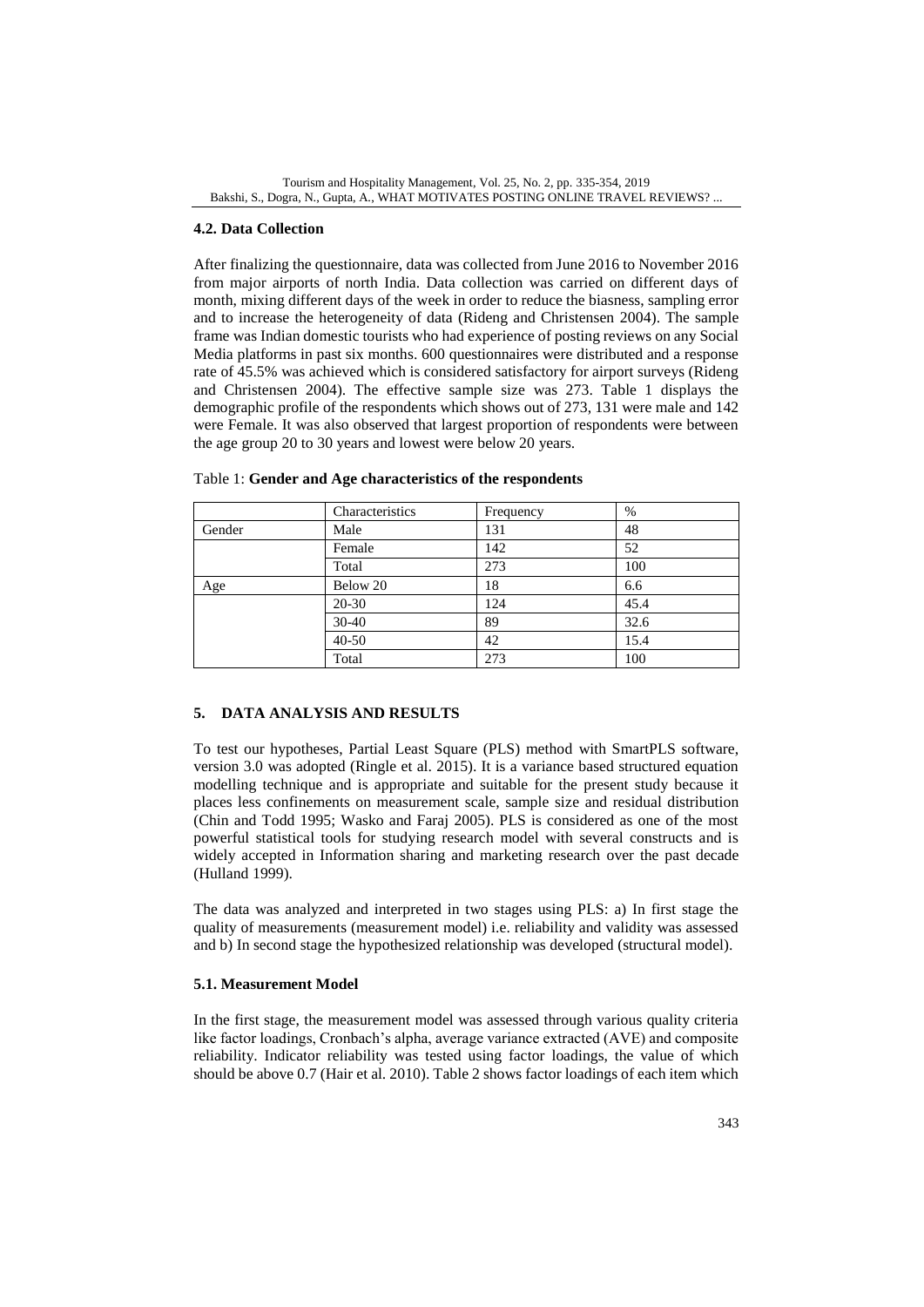### 4.2. Data Collection

After finalizing the questionnaire, data was collected from June 2016 to November 2016 from major airports of north India. Data collection was carried on different days of month, mixing different days of the week in order to reduce the biasness, sampling error and to increase the heterogeneity of data (Rideng and Christensen 2004). The sample frame was Indian domestic tourists who had experience of posting reviews on any Social Media platforms in past six months. 600 questionnaires were distributed and a response rate of 45.5% was achieved which is considered satisfactory for airport surveys (Rideng and Christensen 2004). The effective sample size was 273. Table 1 displays the demographic profile of the respondents which shows out of 273, 131 were male and 142 were Female. It was also observed that largest proportion of respondents were between the age group 20 to 30 years and lowest were below 20 years.

Table 1: **Gender and Age characteristics of the respondents**

| | Characteristics | Frequency | % |
|---|---|---|---|
| Gender | Male | 131 | 48 |
| | Female | 142 | 52 |
| | Total | 273 | 100 |
| Age | Below 20 | 18 | 6.6 |
| | 20-30 | 124 | 45.4 |
| | 30-40 | 89 | 32.6 |
| | 40-50 | 42 | 15.4 |
| | Total | 273 | 100 |

## 5. DATA ANALYSIS AND RESULTS

To test our hypotheses, Partial Least Square (PLS) method with SmartPLS software, version 3.0 was adopted (Ringle et al. 2015). It is a variance based structured equation modelling technique and is appropriate and suitable for the present study because it places less confinements on measurement scale, sample size and residual distribution (Chin and Todd 1995; Wasko and Faraj 2005). PLS is considered as one of the most powerful statistical tools for studying research model with several constructs and is widely accepted in Information sharing and marketing research over the past decade (Hulland 1999).

The data was analyzed and interpreted in two stages using PLS: a) In first stage the quality of measurements (measurement model) i.e. reliability and validity was assessed and b) In second stage the hypothesized relationship was developed (structural model).

### 5.1. Measurement Model

In the first stage, the measurement model was assessed through various quality criteria like factor loadings, Cronbach's alpha, average variance extracted (AVE) and composite reliability. Indicator reliability was tested using factor loadings, the value of which should be above 0.7 (Hair et al. 2010). Table 2 shows factor loadings of each item which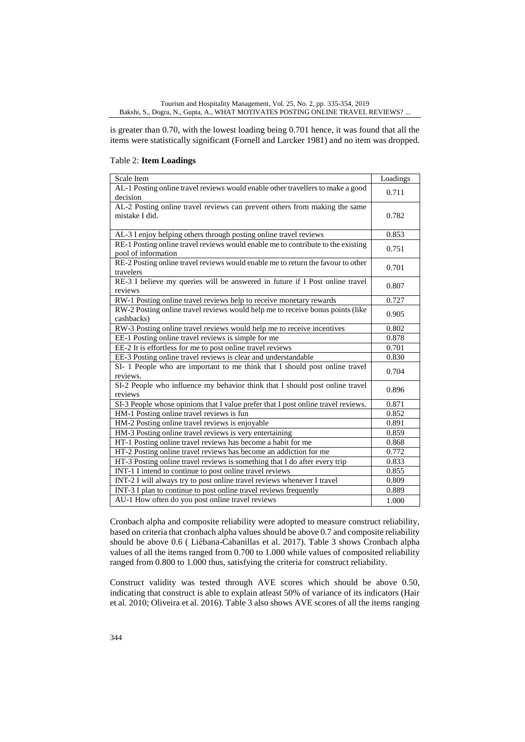is greater than 0.70, with the lowest loading being 0.701 hence, it was found that all the items were statistically significant (Fornell and Larcker 1981) and no item was dropped.

Table 2: **Item Loadings**

| Scale Item | Loadings |
|---|---|
| AL-1 Posting online travel reviews would enable other travellers to make a good decision | 0.711 |
| AL-2 Posting online travel reviews can prevent others from making the same mistake I did. | 0.782 |
| AL-3 I enjoy helping others through posting online travel reviews | 0.853 |
| RE-1 Posting online travel reviews would enable me to contribute to the existing pool of information | 0.751 |
| RE-2 Posting online travel reviews would enable me to return the favour to other travelers | 0.701 |
| RE-3 I believe my queries will be answered in future if I Post online travel reviews | 0.807 |
| RW-1 Posting online travel reviews help to receive monetary rewards | 0.727 |
| RW-2 Posting online travel reviews would help me to receive bonus points (like cashbacks) | 0.905 |
| RW-3 Posting online travel reviews would help me to receive incentives | 0.802 |
| EE-1 Posting online travel reviews is simple for me | 0.878 |
| EE-2 It is effortless for me to post online travel reviews | 0.701 |
| EE-3 Posting online travel reviews is clear and understandable | 0.830 |
| SI- 1 People who are important to me think that I should post online travel reviews. | 0.704 |
| SI-2 People who influence my behavior think that I should post online travel reviews | 0.896 |
| SI-3 People whose opinions that I value prefer that I post online travel reviews. | 0.871 |
| HM-1 Posting online travel reviews is fun | 0.852 |
| HM-2 Posting online travel reviews is enjoyable | 0.891 |
| HM-3 Posting online travel reviews is very entertaining | 0.859 |
| HT-1 Posting online travel reviews has become a habit for me | 0.868 |
| HT-2 Posting online travel reviews has become an addiction for me | 0.772 |
| HT-3 Posting online travel reviews is something that I do after every trip | 0.833 |
| INT-1 I intend to continue to post online travel reviews | 0.855 |
| INT-2 I will always try to post online travel reviews whenever I travel | 0.809 |
| INT-3 I plan to continue to post online travel reviews frequently | 0.889 |
| AU-1 How often do you post online travel reviews | 1.000 |

Cronbach alpha and composite reliability were adopted to measure construct reliability, based on criteria that cronbach alpha values should be above 0.7 and composite reliability should be above 0.6 ( Liébana-Cabanillas et al. 2017). Table 3 shows Cronbach alpha values of all the items ranged from 0.700 to 1.000 while values of composited reliability ranged from 0.800 to 1.000 thus, satisfying the criteria for construct reliability.

Construct validity was tested through AVE scores which should be above 0.50, indicating that construct is able to explain atleast 50% of variance of its indicators (Hair et al. 2010; Oliveira et al. 2016). Table 3 also shows AVE scores of all the items ranging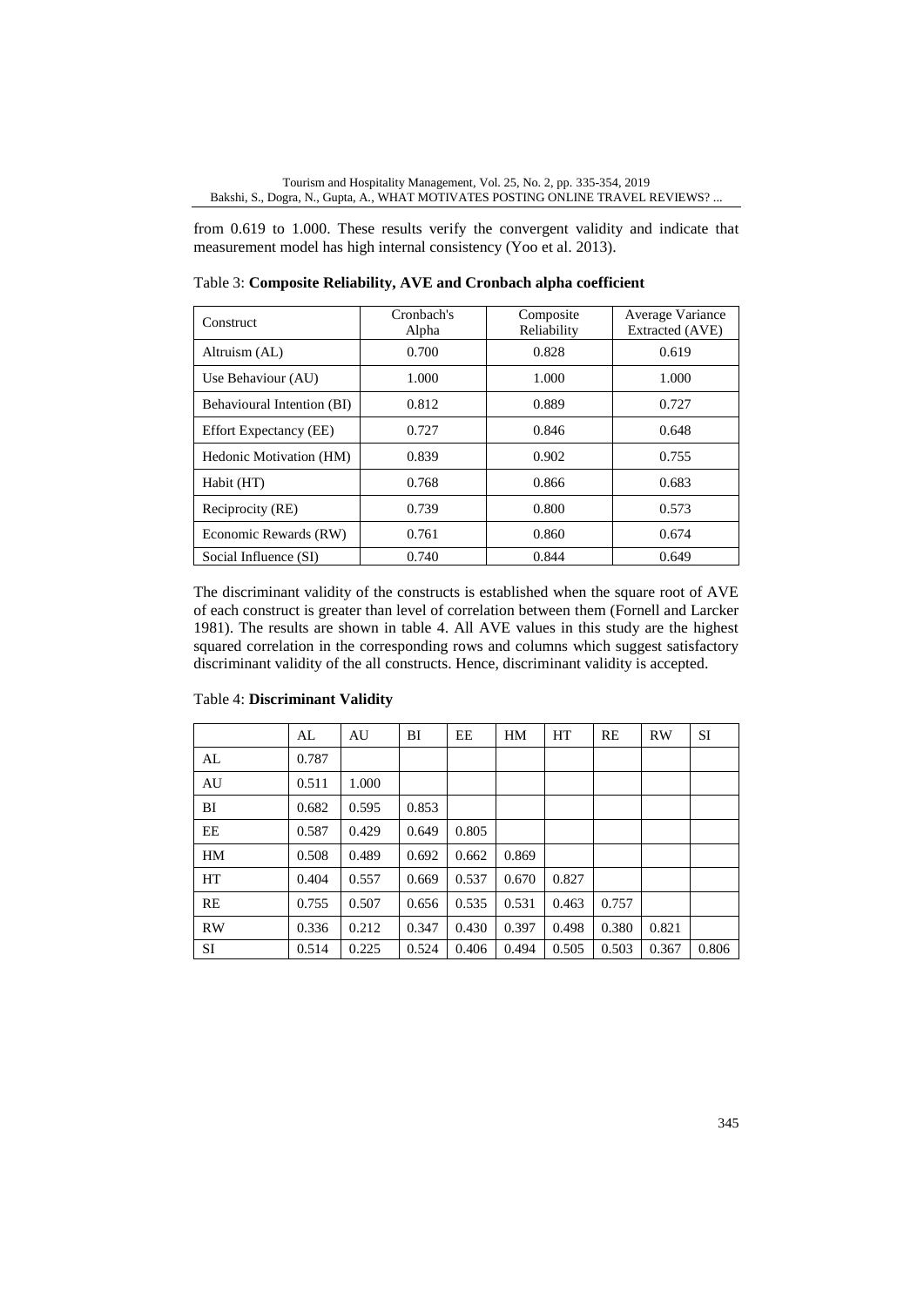from 0.619 to 1.000. These results verify the convergent validity and indicate that measurement model has high internal consistency (Yoo et al. 2013).

Table 3: **Composite Reliability, AVE and Cronbach alpha coefficient**

| Construct | Cronbach's Alpha | Composite Reliability | Average Variance Extracted (AVE) |
|---|---|---|---|
| Altruism (AL) | 0.700 | 0.828 | 0.619 |
| Use Behaviour (AU) | 1.000 | 1.000 | 1.000 |
| Behavioural Intention (BI) | 0.812 | 0.889 | 0.727 |
| Effort Expectancy (EE) | 0.727 | 0.846 | 0.648 |
| Hedonic Motivation (HM) | 0.839 | 0.902 | 0.755 |
| Habit (HT) | 0.768 | 0.866 | 0.683 |
| Reciprocity (RE) | 0.739 | 0.800 | 0.573 |
| Economic Rewards (RW) | 0.761 | 0.860 | 0.674 |
| Social Influence (SI) | 0.740 | 0.844 | 0.649 |

The discriminant validity of the constructs is established when the square root of AVE of each construct is greater than level of correlation between them (Fornell and Larcker 1981). The results are shown in table 4. All AVE values in this study are the highest squared correlation in the corresponding rows and columns which suggest satisfactory discriminant validity of the all constructs. Hence, discriminant validity is accepted.

Table 4: **Discriminant Validity**

| | AL | AU | BI | EE | HM | HT | RE | RW | SI |
|---|---|---|---|---|---|---|---|---|---|
| AL | 0.787 | | | | | | | | |
| AU | 0.511 | 1.000 | | | | | | | |
| BI | 0.682 | 0.595 | 0.853 | | | | | | |
| EE | 0.587 | 0.429 | 0.649 | 0.805 | | | | | |
| HM | 0.508 | 0.489 | 0.692 | 0.662 | 0.869 | | | | |
| HT | 0.404 | 0.557 | 0.669 | 0.537 | 0.670 | 0.827 | | | |
| RE | 0.755 | 0.507 | 0.656 | 0.535 | 0.531 | 0.463 | 0.757 | | |
| RW | 0.336 | 0.212 | 0.347 | 0.430 | 0.397 | 0.498 | 0.380 | 0.821 | |
| SI | 0.514 | 0.225 | 0.524 | 0.406 | 0.494 | 0.505 | 0.503 | 0.367 | 0.806 |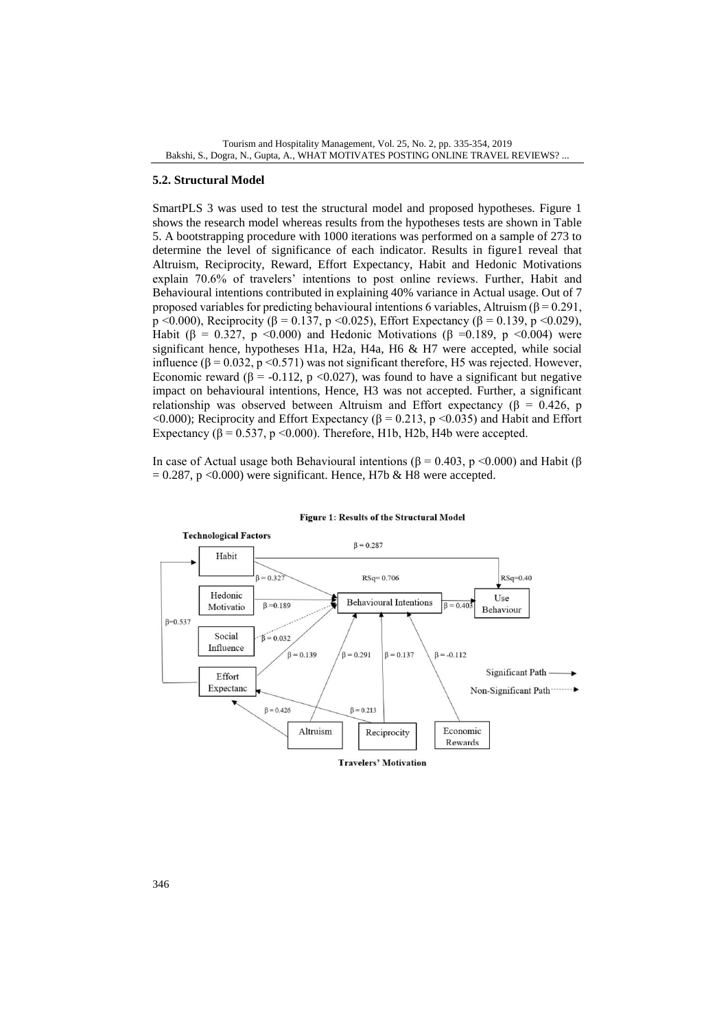### 5.2. Structural Model

SmartPLS 3 was used to test the structural model and proposed hypotheses. Figure 1 shows the research model whereas results from the hypotheses tests are shown in Table 5. A bootstrapping procedure with 1000 iterations was performed on a sample of 273 to determine the level of significance of each indicator. Results in figure1 reveal that Altruism, Reciprocity, Reward, Effort Expectancy, Habit and Hedonic Motivations explain 70.6% of travelers' intentions to post online reviews. Further, Habit and Behavioural intentions contributed in explaining 40% variance in Actual usage. Out of 7 proposed variables for predicting behavioural intentions 6 variables, Altruism ($\beta = 0.291$, $p < 0.000$), Reciprocity ($\beta = 0.137$, $p < 0.025$), Effort Expectancy ($\beta = 0.139$, $p < 0.029$), Habit ($\beta = 0.327$, $p < 0.000$) and Hedonic Motivations ($\beta = 0.189$, $p < 0.004$) were significant hence, hypotheses H1a, H2a, H4a, H6 & H7 were accepted, while social influence ($\beta = 0.032$, $p < 0.571$) was not significant therefore, H5 was rejected. However, Economic reward ($\beta = -0.112$, $p < 0.027$), was found to have a significant but negative impact on behavioural intentions, Hence, H3 was not accepted. Further, a significant relationship was observed between Altruism and Effort expectancy ($\beta = 0.426$, $p < 0.000$); Reciprocity and Effort Expectancy ($\beta = 0.213$, $p < 0.035$) and Habit and Effort Expectancy ($\beta = 0.537$, $p < 0.000$). Therefore, H1b, H2b, H4b were accepted.

In case of Actual usage both Behavioural intentions ($\beta = 0.403$, $p < 0.000$) and Habit ($\beta = 0.287$, $p < 0.000$) were significant. Hence, H7b & H8 were accepted.

**Figure 1**: **Results of the Structural Model**

**Technological Factors**

Habit, Hedonic Motivatio, Social Influence, Effort Expectanc → Behavioural Intentions (RSq= 0.706) → Use Behaviour (RSq=0.40)

$\beta = 0.287$ (Habit → Use Behaviour); $\beta = 0.327$ (Habit); $\beta = 0.189$ (Hedonic Motivatio); $\beta = 0.032$ (Social Influence); $\beta = 0.139$ (Effort Expectanc); $\beta = 0.291$ (Altruism); $\beta = 0.137$ (Reciprocity); $\beta = -0.112$ (Economic Rewards); $\beta = 0.403$ (Behavioural Intentions → Use Behaviour); $\beta = 0.537$; $\beta = 0.426$; $\beta = 0.213$

Significant Path ⟶

Non-Significant Path - - - ►

Altruism, Reciprocity, Economic Rewards

**Travelers' Motivation**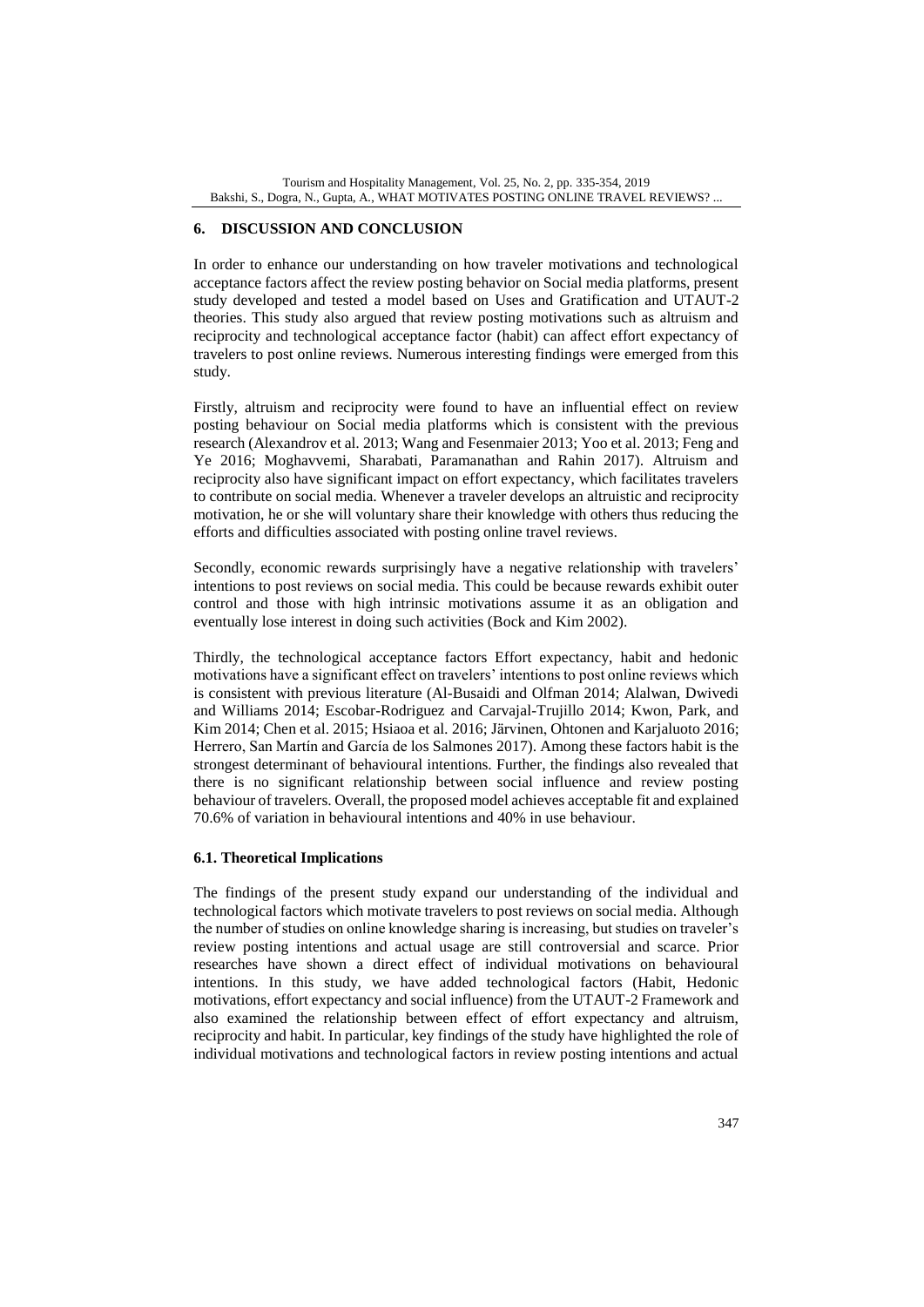## 6. DISCUSSION AND CONCLUSION

In order to enhance our understanding on how traveler motivations and technological acceptance factors affect the review posting behavior on Social media platforms, present study developed and tested a model based on Uses and Gratification and UTAUT-2 theories. This study also argued that review posting motivations such as altruism and reciprocity and technological acceptance factor (habit) can affect effort expectancy of travelers to post online reviews. Numerous interesting findings were emerged from this study.

Firstly, altruism and reciprocity were found to have an influential effect on review posting behaviour on Social media platforms which is consistent with the previous research (Alexandrov et al. 2013; Wang and Fesenmaier 2013; Yoo et al. 2013; Feng and Ye 2016; Moghavvemi, Sharabati, Paramanathan and Rahin 2017). Altruism and reciprocity also have significant impact on effort expectancy, which facilitates travelers to contribute on social media. Whenever a traveler develops an altruistic and reciprocity motivation, he or she will voluntary share their knowledge with others thus reducing the efforts and difficulties associated with posting online travel reviews.

Secondly, economic rewards surprisingly have a negative relationship with travelers' intentions to post reviews on social media. This could be because rewards exhibit outer control and those with high intrinsic motivations assume it as an obligation and eventually lose interest in doing such activities (Bock and Kim 2002).

Thirdly, the technological acceptance factors Effort expectancy, habit and hedonic motivations have a significant effect on travelers' intentions to post online reviews which is consistent with previous literature (Al-Busaidi and Olfman 2014; Alalwan, Dwivedi and Williams 2014; Escobar-Rodriguez and Carvajal-Trujillo 2014; Kwon, Park, and Kim 2014; Chen et al. 2015; Hsiaoa et al. 2016; Järvinen, Ohtonen and Karjaluoto 2016; Herrero, San Martín and García de los Salmones 2017). Among these factors habit is the strongest determinant of behavioural intentions. Further, the findings also revealed that there is no significant relationship between social influence and review posting behaviour of travelers. Overall, the proposed model achieves acceptable fit and explained 70.6% of variation in behavioural intentions and 40% in use behaviour.

### 6.1. Theoretical Implications

The findings of the present study expand our understanding of the individual and technological factors which motivate travelers to post reviews on social media. Although the number of studies on online knowledge sharing is increasing, but studies on traveler's review posting intentions and actual usage are still controversial and scarce. Prior researches have shown a direct effect of individual motivations on behavioural intentions. In this study, we have added technological factors (Habit, Hedonic motivations, effort expectancy and social influence) from the UTAUT-2 Framework and also examined the relationship between effect of effort expectancy and altruism, reciprocity and habit. In particular, key findings of the study have highlighted the role of individual motivations and technological factors in review posting intentions and actual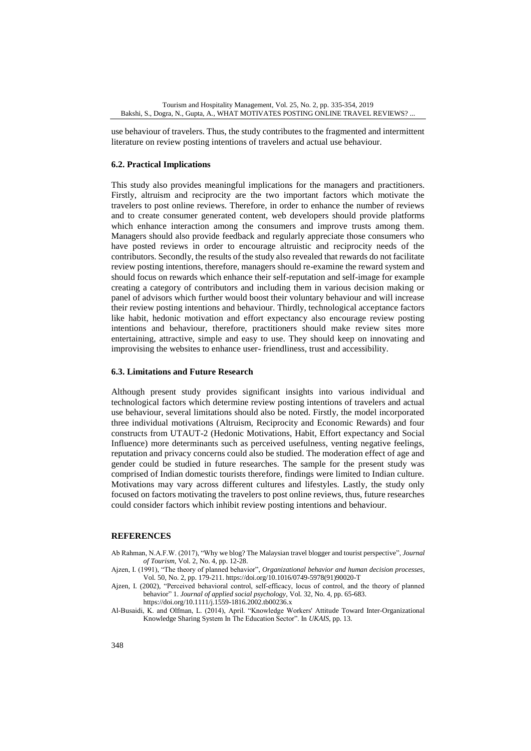use behaviour of travelers. Thus, the study contributes to the fragmented and intermittent literature on review posting intentions of travelers and actual use behaviour.

### 6.2. Practical Implications

This study also provides meaningful implications for the managers and practitioners. Firstly, altruism and reciprocity are the two important factors which motivate the travelers to post online reviews. Therefore, in order to enhance the number of reviews and to create consumer generated content, web developers should provide platforms which enhance interaction among the consumers and improve trusts among them. Managers should also provide feedback and regularly appreciate those consumers who have posted reviews in order to encourage altruistic and reciprocity needs of the contributors. Secondly, the results of the study also revealed that rewards do not facilitate review posting intentions, therefore, managers should re-examine the reward system and should focus on rewards which enhance their self-reputation and self-image for example creating a category of contributors and including them in various decision making or panel of advisors which further would boost their voluntary behaviour and will increase their review posting intentions and behaviour. Thirdly, technological acceptance factors like habit, hedonic motivation and effort expectancy also encourage review posting intentions and behaviour, therefore, practitioners should make review sites more entertaining, attractive, simple and easy to use. They should keep on innovating and improvising the websites to enhance user- friendliness, trust and accessibility.

### 6.3. Limitations and Future Research

Although present study provides significant insights into various individual and technological factors which determine review posting intentions of travelers and actual use behaviour, several limitations should also be noted. Firstly, the model incorporated three individual motivations (Altruism, Reciprocity and Economic Rewards) and four constructs from UTAUT-2 (Hedonic Motivations, Habit, Effort expectancy and Social Influence) more determinants such as perceived usefulness, venting negative feelings, reputation and privacy concerns could also be studied. The moderation effect of age and gender could be studied in future researches. The sample for the present study was comprised of Indian domestic tourists therefore, findings were limited to Indian culture. Motivations may vary across different cultures and lifestyles. Lastly, the study only focused on factors motivating the travelers to post online reviews, thus, future researches could consider factors which inhibit review posting intentions and behaviour.

## REFERENCES

Ab Rahman, N.A.F.W. (2017), "Why we blog? The Malaysian travel blogger and tourist perspective", *Journal of Tourism*, Vol. 2, No. 4, pp. 12-28.

Ajzen, I. (1991), "The theory of planned behavior", *Organizational behavior and human decision processes*, Vol. 50, No. 2, pp. 179-211. https://doi.org/10.1016/0749-5978(91)90020-T

Ajzen, I. (2002), "Perceived behavioral control, self-efficacy, locus of control, and the theory of planned behavior" 1. *Journal of applied social psychology*, Vol. 32, No. 4, pp. 65-683. https://doi.org/10.1111/j.1559-1816.2002.tb00236.x

Al-Busaidi, K. and Olfman, L. (2014), April. "Knowledge Workers' Attitude Toward Inter-Organizational Knowledge Sharing System In The Education Sector". In *UKAIS*, pp. 13.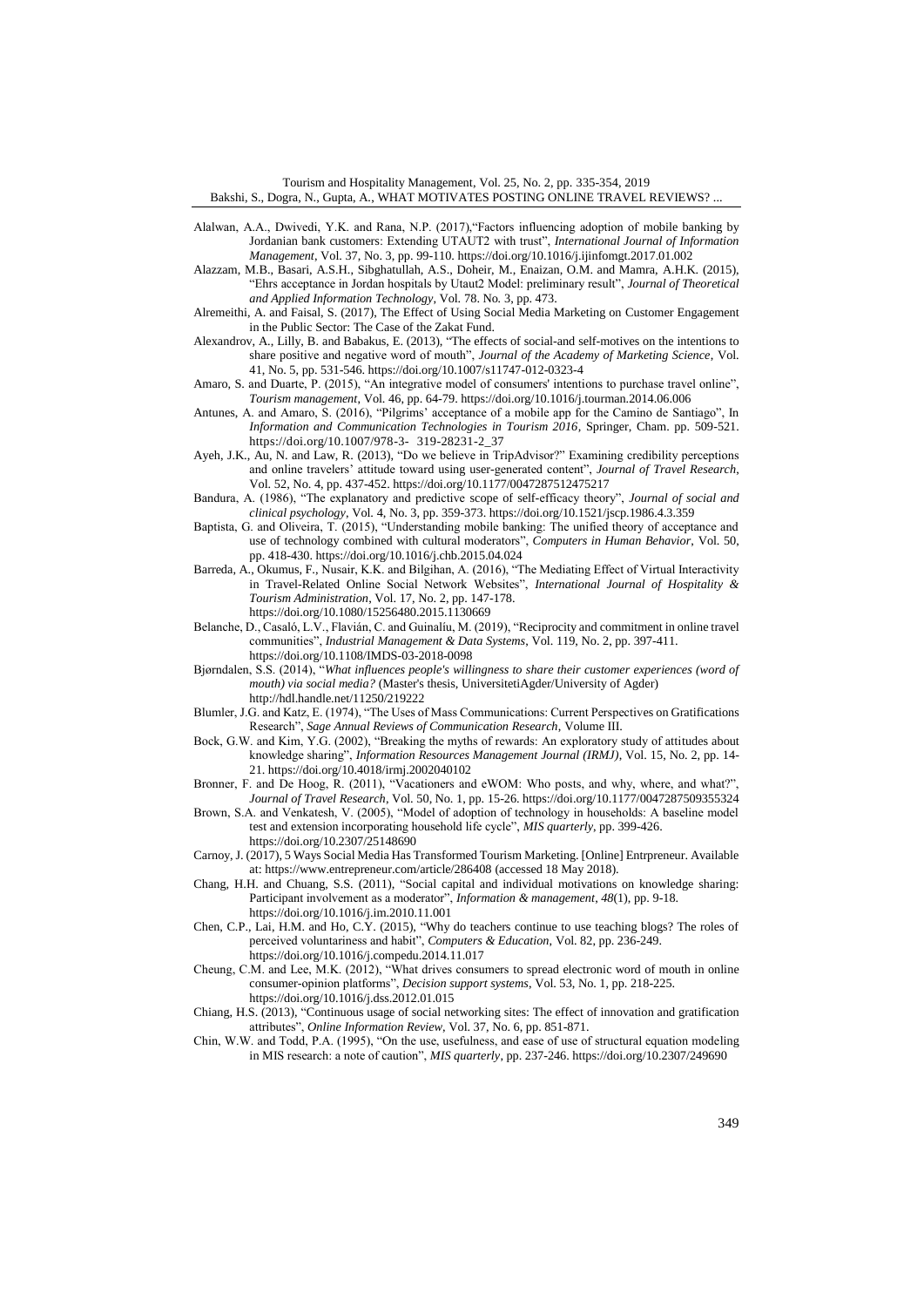Alalwan, A.A., Dwivedi, Y.K. and Rana, N.P. (2017),"Factors influencing adoption of mobile banking by Jordanian bank customers: Extending UTAUT2 with trust", *International Journal of Information Management*, Vol. 37, No. 3, pp. 99-110. https://doi.org/10.1016/j.ijinfomgt.2017.01.002

Alazzam, M.B., Basari, A.S.H., Sibghatullah, A.S., Doheir, M., Enaizan, O.M. and Mamra, A.H.K. (2015), "Ehrs acceptance in Jordan hospitals by Utaut2 Model: preliminary result", *Journal of Theoretical and Applied Information Technology*, Vol. 78. No. 3, pp. 473.

Alremeithi, A. and Faisal, S. (2017), The Effect of Using Social Media Marketing on Customer Engagement in the Public Sector: The Case of the Zakat Fund.

Alexandrov, A., Lilly, B. and Babakus, E. (2013), "The effects of social-and self-motives on the intentions to share positive and negative word of mouth", *Journal of the Academy of Marketing Science*, Vol. 41, No. 5, pp. 531-546. https://doi.org/10.1007/s11747-012-0323-4

Amaro, S. and Duarte, P. (2015), "An integrative model of consumers' intentions to purchase travel online", *Tourism management*, Vol. 46, pp. 64-79. https://doi.org/10.1016/j.tourman.2014.06.006

Antunes, A. and Amaro, S. (2016), "Pilgrims' acceptance of a mobile app for the Camino de Santiago", In *Information and Communication Technologies in Tourism 2016*, Springer, Cham. pp. 509-521. https://doi.org/10.1007/978-3- 319-28231-2_37

Ayeh, J.K., Au, N. and Law, R. (2013), "Do we believe in TripAdvisor?" Examining credibility perceptions and online travelers' attitude toward using user-generated content", *Journal of Travel Research*, Vol. 52, No. 4, pp. 437-452. https://doi.org/10.1177/0047287512475217

Bandura, A. (1986), "The explanatory and predictive scope of self-efficacy theory", *Journal of social and clinical psychology*, Vol. 4, No. 3, pp. 359-373. https://doi.org/10.1521/jscp.1986.4.3.359

Baptista, G. and Oliveira, T. (2015), "Understanding mobile banking: The unified theory of acceptance and use of technology combined with cultural moderators", *Computers in Human Behavior*, Vol. 50, pp. 418-430. https://doi.org/10.1016/j.chb.2015.04.024

Barreda, A., Okumus, F., Nusair, K.K. and Bilgihan, A. (2016), "The Mediating Effect of Virtual Interactivity in Travel-Related Online Social Network Websites", *International Journal of Hospitality & Tourism Administration*, Vol. 17, No. 2, pp. 147-178. https://doi.org/10.1080/15256480.2015.1130669

Belanche, D., Casaló, L.V., Flavián, C. and Guinalíu, M. (2019), "Reciprocity and commitment in online travel communities", *Industrial Management & Data Systems*, Vol. 119, No. 2, pp. 397-411. https://doi.org/10.1108/IMDS-03-2018-0098

Bjørndalen, S.S. (2014), "*What influences people's willingness to share their customer experiences (word of mouth) via social media?* (Master's thesis, UniversitetiAgder/University of Agder) http://hdl.handle.net/11250/219222

Blumler, J.G. and Katz, E. (1974), "The Uses of Mass Communications: Current Perspectives on Gratifications Research", *Sage Annual Reviews of Communication Research*, Volume III.

Bock, G.W. and Kim, Y.G. (2002), "Breaking the myths of rewards: An exploratory study of attitudes about knowledge sharing", *Information Resources Management Journal (IRMJ)*, Vol. 15, No. 2, pp. 14-21. https://doi.org/10.4018/irmj.2002040102

Bronner, F. and De Hoog, R. (2011), "Vacationers and eWOM: Who posts, and why, where, and what?", *Journal of Travel Research*, Vol. 50, No. 1, pp. 15-26. https://doi.org/10.1177/0047287509355324

Brown, S.A. and Venkatesh, V. (2005), "Model of adoption of technology in households: A baseline model test and extension incorporating household life cycle", *MIS quarterly*, pp. 399-426. https://doi.org/10.2307/25148690

Carnoy, J. (2017), 5 Ways Social Media Has Transformed Tourism Marketing. [Online] Entrpreneur. Available at: https://www.entrepreneur.com/article/286408 (accessed 18 May 2018).

Chang, H.H. and Chuang, S.S. (2011), "Social capital and individual motivations on knowledge sharing: Participant involvement as a moderator", *Information & management*, *48*(1), pp. 9-18. https://doi.org/10.1016/j.im.2010.11.001

Chen, C.P., Lai, H.M. and Ho, C.Y. (2015), "Why do teachers continue to use teaching blogs? The roles of perceived voluntariness and habit", *Computers & Education*, Vol. 82, pp. 236-249. https://doi.org/10.1016/j.compedu.2014.11.017

Cheung, C.M. and Lee, M.K. (2012), "What drives consumers to spread electronic word of mouth in online consumer-opinion platforms", *Decision support systems*, Vol. 53, No. 1, pp. 218-225. https://doi.org/10.1016/j.dss.2012.01.015

Chiang, H.S. (2013), "Continuous usage of social networking sites: The effect of innovation and gratification attributes", *Online Information Review*, Vol. 37, No. 6, pp. 851-871.

Chin, W.W. and Todd, P.A. (1995), "On the use, usefulness, and ease of use of structural equation modeling in MIS research: a note of caution", *MIS quarterly*, pp. 237-246. https://doi.org/10.2307/249690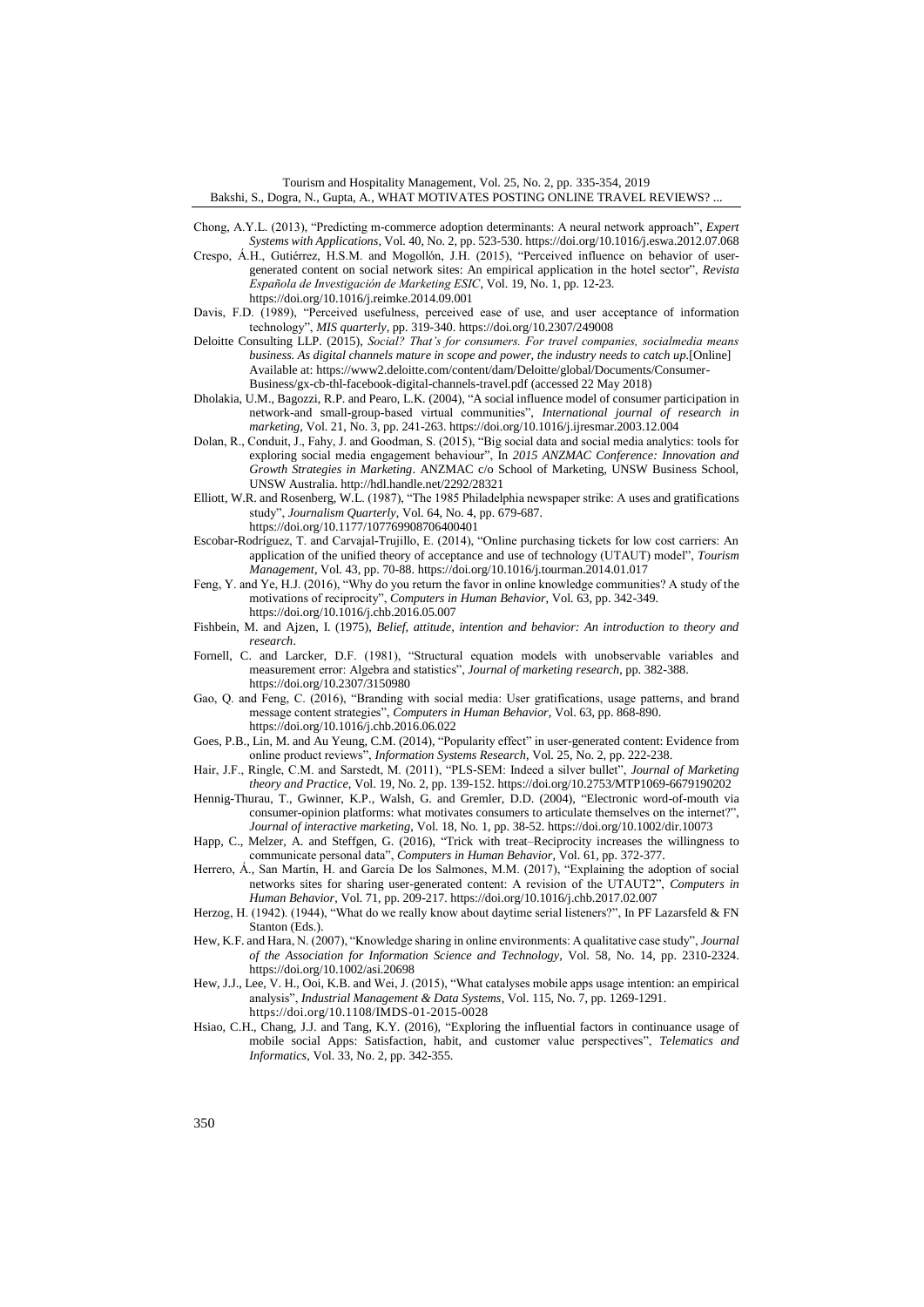Chong, A.Y.L. (2013), "Predicting m-commerce adoption determinants: A neural network approach", *Expert Systems with Applications*, Vol. 40, No. 2, pp. 523-530. https://doi.org/10.1016/j.eswa.2012.07.068

Crespo, Á.H., Gutiérrez, H.S.M. and Mogollón, J.H. (2015), "Perceived influence on behavior of user-generated content on social network sites: An empirical application in the hotel sector", *Revista Española de Investigación de Marketing ESIC*, Vol. 19, No. 1, pp. 12-23. https://doi.org/10.1016/j.reimke.2014.09.001

Davis, F.D. (1989), "Perceived usefulness, perceived ease of use, and user acceptance of information technology", *MIS quarterly*, pp. 319-340. https://doi.org/10.2307/249008

Deloitte Consulting LLP. (2015), *Social? That's for consumers. For travel companies, socialmedia means business. As digital channels mature in scope and power, the industry needs to catch up*.[Online] Available at: https://www2.deloitte.com/content/dam/Deloitte/global/Documents/Consumer-Business/gx-cb-thl-facebook-digital-channels-travel.pdf (accessed 22 May 2018)

Dholakia, U.M., Bagozzi, R.P. and Pearo, L.K. (2004), "A social influence model of consumer participation in network-and small-group-based virtual communities", *International journal of research in marketing*, Vol. 21, No. 3, pp. 241-263. https://doi.org/10.1016/j.ijresmar.2003.12.004

Dolan, R., Conduit, J., Fahy, J. and Goodman, S. (2015), "Big social data and social media analytics: tools for exploring social media engagement behaviour", In *2015 ANZMAC Conference: Innovation and Growth Strategies in Marketing*. ANZMAC c/o School of Marketing, UNSW Business School, UNSW Australia. http://hdl.handle.net/2292/28321

Elliott, W.R. and Rosenberg, W.L. (1987), "The 1985 Philadelphia newspaper strike: A uses and gratifications study", *Journalism Quarterly*, Vol. 64, No. 4, pp. 679-687. https://doi.org/10.1177/107769908706400401

Escobar-Rodríguez, T. and Carvajal-Trujillo, E. (2014), "Online purchasing tickets for low cost carriers: An application of the unified theory of acceptance and use of technology (UTAUT) model", *Tourism Management*, Vol. 43, pp. 70-88. https://doi.org/10.1016/j.tourman.2014.01.017

Feng, Y. and Ye, H.J. (2016), "Why do you return the favor in online knowledge communities? A study of the motivations of reciprocity", *Computers in Human Behavior*, Vol. 63, pp. 342-349. https://doi.org/10.1016/j.chb.2016.05.007

Fishbein, M. and Ajzen, I. (1975), *Belief, attitude, intention and behavior: An introduction to theory and research*.

Fornell, C. and Larcker, D.F. (1981), "Structural equation models with unobservable variables and measurement error: Algebra and statistics", *Journal of marketing research*, pp. 382-388. https://doi.org/10.2307/3150980

Gao, Q. and Feng, C. (2016), "Branding with social media: User gratifications, usage patterns, and brand message content strategies", *Computers in Human Behavior*, Vol. 63, pp. 868-890. https://doi.org/10.1016/j.chb.2016.06.022

Goes, P.B., Lin, M. and Au Yeung, C.M. (2014), "Popularity effect" in user-generated content: Evidence from online product reviews", *Information Systems Research*, Vol. 25, No. 2, pp. 222-238.

Hair, J.F., Ringle, C.M. and Sarstedt, M. (2011), "PLS-SEM: Indeed a silver bullet", *Journal of Marketing theory and Practice*, Vol. 19, No. 2, pp. 139-152. https://doi.org/10.2753/MTP1069-6679190202

Hennig-Thurau, T., Gwinner, K.P., Walsh, G. and Gremler, D.D. (2004), "Electronic word-of-mouth via consumer-opinion platforms: what motivates consumers to articulate themselves on the internet?", *Journal of interactive marketing*, Vol. 18, No. 1, pp. 38-52. https://doi.org/10.1002/dir.10073

Happ, C., Melzer, A. and Steffgen, G. (2016), "Trick with treat–Reciprocity increases the willingness to communicate personal data", *Computers in Human Behavior*, Vol. 61, pp. 372-377.

Herrero, Á., San Martín, H. and García De los Salmones, M.M. (2017), "Explaining the adoption of social networks sites for sharing user-generated content: A revision of the UTAUT2", *Computers in Human Behavior*, Vol. 71, pp. 209-217. https://doi.org/10.1016/j.chb.2017.02.007

Herzog, H. (1942). (1944), "What do we really know about daytime serial listeners?", In PF Lazarsfeld & FN Stanton (Eds.).

Hew, K.F. and Hara, N. (2007), "Knowledge sharing in online environments: A qualitative case study", *Journal of the Association for Information Science and Technology*, Vol. 58, No. 14, pp. 2310-2324. https://doi.org/10.1002/asi.20698

Hew, J.J., Lee, V. H., Ooi, K.B. and Wei, J. (2015), "What catalyses mobile apps usage intention: an empirical analysis", *Industrial Management & Data Systems*, Vol. 115, No. 7, pp. 1269-1291. https://doi.org/10.1108/IMDS-01-2015-0028

Hsiao, C.H., Chang, J.J. and Tang, K.Y. (2016), "Exploring the influential factors in continuance usage of mobile social Apps: Satisfaction, habit, and customer value perspectives", *Telematics and Informatics*, Vol. 33, No. 2, pp. 342-355.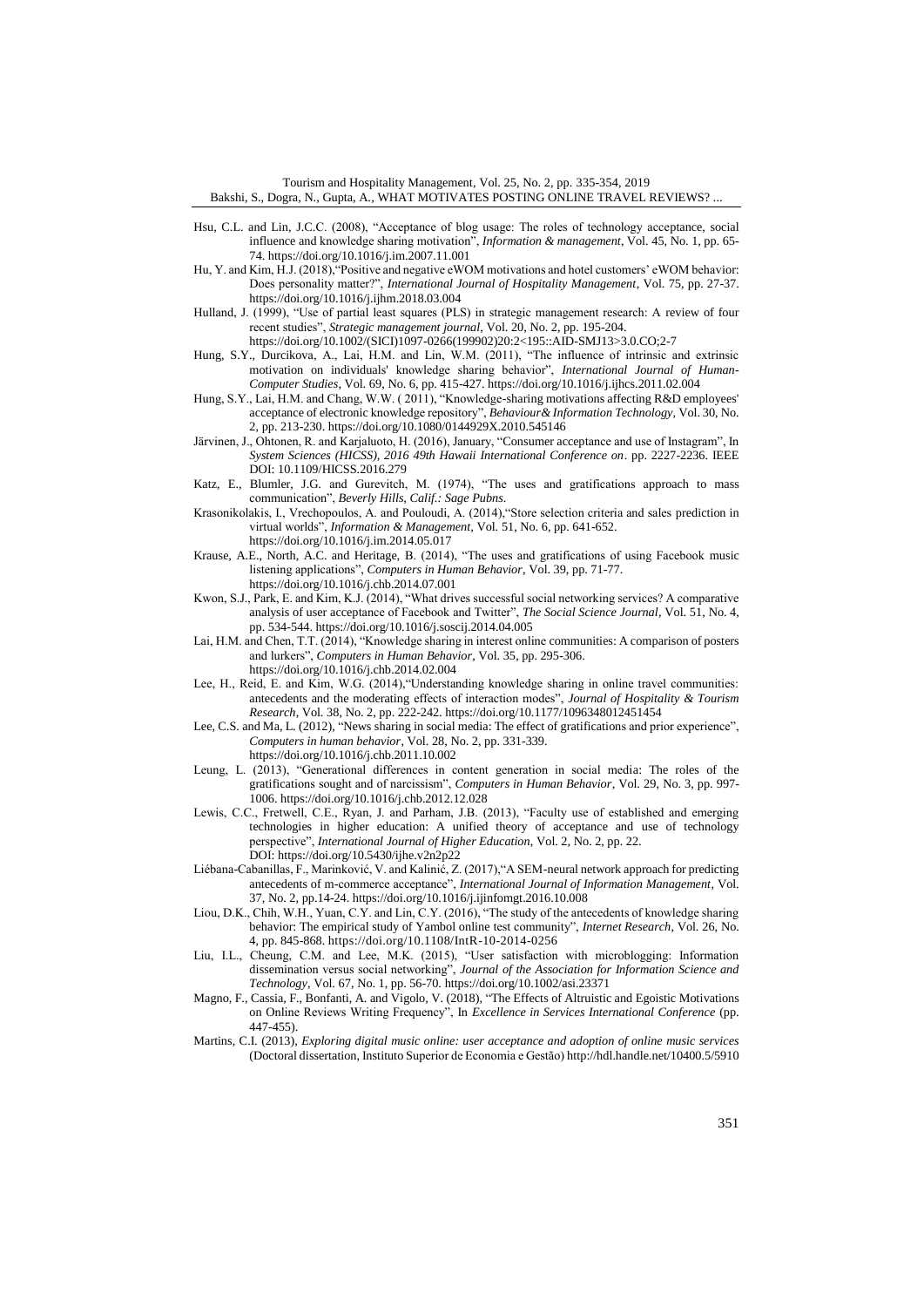Hsu, C.L. and Lin, J.C.C. (2008), "Acceptance of blog usage: The roles of technology acceptance, social influence and knowledge sharing motivation", *Information & management*, Vol. 45, No. 1, pp. 65-74. https://doi.org/10.1016/j.im.2007.11.001

Hu, Y. and Kim, H.J. (2018),"Positive and negative eWOM motivations and hotel customers' eWOM behavior: Does personality matter?", *International Journal of Hospitality Management*, Vol. 75, pp. 27-37. https://doi.org/10.1016/j.ijhm.2018.03.004

Hulland, J. (1999), "Use of partial least squares (PLS) in strategic management research: A review of four recent studies", *Strategic management journal*, Vol. 20, No. 2, pp. 195-204. https://doi.org/10.1002/(SICI)1097-0266(199902)20:2<195::AID-SMJ13>3.0.CO;2-7

Hung, S.Y., Durcikova, A., Lai, H.M. and Lin, W.M. (2011), "The influence of intrinsic and extrinsic motivation on individuals' knowledge sharing behavior", *International Journal of Human-Computer Studies*, Vol. 69, No. 6, pp. 415-427. https://doi.org/10.1016/j.ijhcs.2011.02.004

Hung, S.Y., Lai, H.M. and Chang, W.W. ( 2011), "Knowledge-sharing motivations affecting R&D employees' acceptance of electronic knowledge repository", *Behaviour& Information Technology*, Vol. 30, No. 2, pp. 213-230. https://doi.org/10.1080/0144929X.2010.545146

Järvinen, J., Ohtonen, R. and Karjaluoto, H. (2016), January, "Consumer acceptance and use of Instagram", In *System Sciences (HICSS), 2016 49th Hawaii International Conference on*. pp. 2227-2236. IEEE DOI: 10.1109/HICSS.2016.279

Katz, E., Blumler, J.G. and Gurevitch, M. (1974), "The uses and gratifications approach to mass communication", *Beverly Hills, Calif.: Sage Pubns.*

Krasonikolakis, I., Vrechopoulos, A. and Pouloudi, A. (2014),"Store selection criteria and sales prediction in virtual worlds", *Information & Management*, Vol. 51, No. 6, pp. 641-652. https://doi.org/10.1016/j.im.2014.05.017

Krause, A.E., North, A.C. and Heritage, B. (2014), "The uses and gratifications of using Facebook music listening applications", *Computers in Human Behavior*, Vol. 39, pp. 71-77. https://doi.org/10.1016/j.chb.2014.07.001

Kwon, S.J., Park, E. and Kim, K.J. (2014), "What drives successful social networking services? A comparative analysis of user acceptance of Facebook and Twitter", *The Social Science Journal*, Vol. 51, No. 4, pp. 534-544. https://doi.org/10.1016/j.soscij.2014.04.005

Lai, H.M. and Chen, T.T. (2014), "Knowledge sharing in interest online communities: A comparison of posters and lurkers", *Computers in Human Behavior*, Vol. 35, pp. 295-306. https://doi.org/10.1016/j.chb.2014.02.004

Lee, H., Reid, E. and Kim, W.G. (2014),"Understanding knowledge sharing in online travel communities: antecedents and the moderating effects of interaction modes", *Journal of Hospitality & Tourism Research*, Vol. 38, No. 2, pp. 222-242. https://doi.org/10.1177/1096348012451454

Lee, C.S. and Ma, L. (2012), "News sharing in social media: The effect of gratifications and prior experience", *Computers in human behavior*, Vol. 28, No. 2, pp. 331-339. https://doi.org/10.1016/j.chb.2011.10.002

Leung, L. (2013), "Generational differences in content generation in social media: The roles of the gratifications sought and of narcissism", *Computers in Human Behavior*, Vol. 29, No. 3, pp. 997-1006. https://doi.org/10.1016/j.chb.2012.12.028

Lewis, C.C., Fretwell, C.E., Ryan, J. and Parham, J.B. (2013), "Faculty use of established and emerging technologies in higher education: A unified theory of acceptance and use of technology perspective", *International Journal of Higher Education*, Vol. 2, No. 2, pp. 22. DOI: https://doi.org/10.5430/ijhe.v2n2p22

Liébana-Cabanillas, F., Marinković, V. and Kalinić, Z. (2017),"A SEM-neural network approach for predicting antecedents of m-commerce acceptance", *International Journal of Information Management*, Vol. 37, No. 2, pp.14-24. https://doi.org/10.1016/j.ijinfomgt.2016.10.008

Liou, D.K., Chih, W.H., Yuan, C.Y. and Lin, C.Y. (2016), "The study of the antecedents of knowledge sharing behavior: The empirical study of Yambol online test community", *Internet Research*, Vol. 26, No. 4, pp. 845-868. https://doi.org/10.1108/IntR-10-2014-0256

Liu, I.L., Cheung, C.M. and Lee, M.K. (2015), "User satisfaction with microblogging: Information dissemination versus social networking", *Journal of the Association for Information Science and Technology*, Vol. 67, No. 1, pp. 56-70. https://doi.org/10.1002/asi.23371

Magno, F., Cassia, F., Bonfanti, A. and Vigolo, V. (2018), "The Effects of Altruistic and Egoistic Motivations on Online Reviews Writing Frequency", In *Excellence in Services International Conference* (pp. 447-455).

Martins, C.I. (2013), *Exploring digital music online: user acceptance and adoption of online music services* (Doctoral dissertation, Instituto Superior de Economia e Gestão) http://hdl.handle.net/10400.5/5910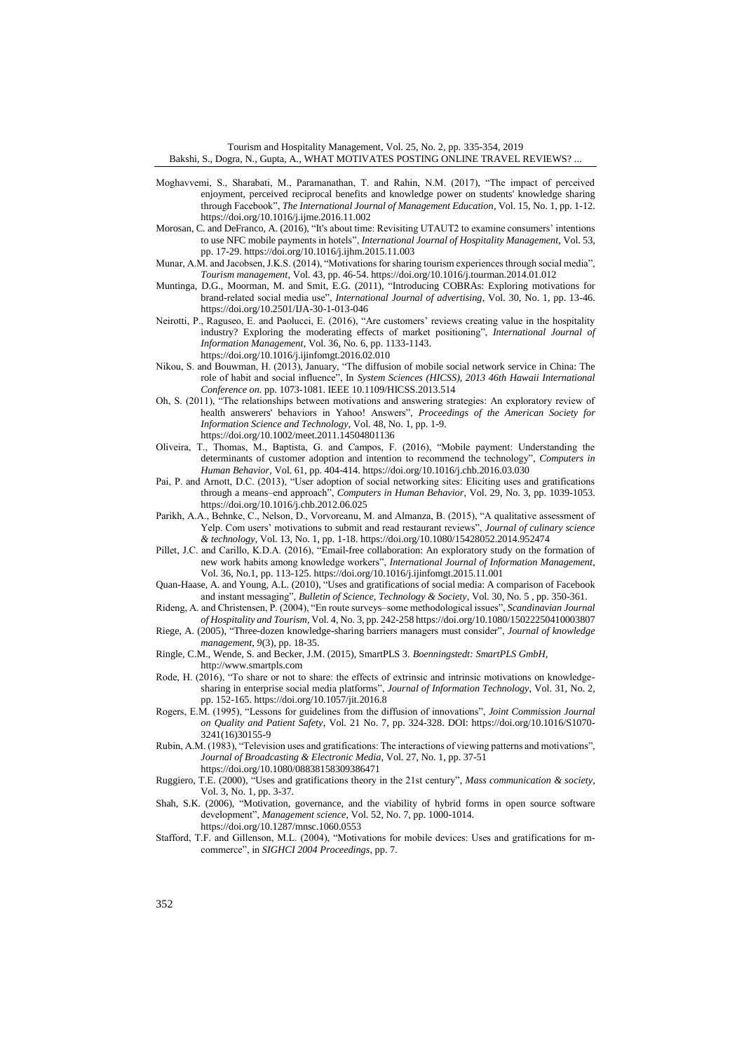Moghavvemi, S., Sharabati, M., Paramanathan, T. and Rahin, N.M. (2017), "The impact of perceived enjoyment, perceived reciprocal benefits and knowledge power on students' knowledge sharing through Facebook", *The International Journal of Management Education*, Vol. 15, No. 1, pp. 1-12. https://doi.org/10.1016/j.ijme.2016.11.002

Morosan, C. and DeFranco, A. (2016), "It's about time: Revisiting UTAUT2 to examine consumers' intentions to use NFC mobile payments in hotels", *International Journal of Hospitality Management*, Vol. 53, pp. 17-29. https://doi.org/10.1016/j.ijhm.2015.11.003

Munar, A.M. and Jacobsen, J.K.S. (2014), "Motivations for sharing tourism experiences through social media", *Tourism management*, Vol. 43, pp. 46-54. https://doi.org/10.1016/j.tourman.2014.01.012

Muntinga, D.G., Moorman, M. and Smit, E.G. (2011), "Introducing COBRAs: Exploring motivations for brand-related social media use", *International Journal of advertising*, Vol. 30, No. 1, pp. 13-46. https://doi.org/10.2501/IJA-30-1-013-046

Neirotti, P., Raguseo, E. and Paolucci, E. (2016), "Are customers' reviews creating value in the hospitality industry? Exploring the moderating effects of market positioning", *International Journal of Information Management*, Vol. 36, No. 6, pp. 1133-1143. https://doi.org/10.1016/j.ijinfomgt.2016.02.010

Nikou, S. and Bouwman, H. (2013), January, "The diffusion of mobile social network service in China: The role of habit and social influence", In *System Sciences (HICSS), 2013 46th Hawaii International Conference on.* pp. 1073-1081. IEEE 10.1109/HICSS.2013.514

Oh, S. (2011), "The relationships between motivations and answering strategies: An exploratory review of health answerers' behaviors in Yahoo! Answers", *Proceedings of the American Society for Information Science and Technology*, Vol. 48, No. 1, pp. 1-9. https://doi.org/10.1002/meet.2011.14504801136

Oliveira, T., Thomas, M., Baptista, G. and Campos, F. (2016), "Mobile payment: Understanding the determinants of customer adoption and intention to recommend the technology", *Computers in Human Behavior*, Vol. 61, pp. 404-414. https://doi.org/10.1016/j.chb.2016.03.030

Pai, P. and Arnott, D.C. (2013), "User adoption of social networking sites: Eliciting uses and gratifications through a means–end approach", *Computers in Human Behavior*, Vol. 29, No. 3, pp. 1039-1053. https://doi.org/10.1016/j.chb.2012.06.025

Parikh, A.A., Behnke, C., Nelson, D., Vorvoreanu, M. and Almanza, B. (2015), "A qualitative assessment of Yelp. Com users' motivations to submit and read restaurant reviews", *Journal of culinary science & technology*, Vol. 13, No. 1, pp. 1-18. https://doi.org/10.1080/15428052.2014.952474

Pillet, J.C. and Carillo, K.D.A. (2016), "Email-free collaboration: An exploratory study on the formation of new work habits among knowledge workers", *International Journal of Information Management*, Vol. 36, No.1, pp. 113-125. https://doi.org/10.1016/j.ijinfomgt.2015.11.001

Quan-Haase, A. and Young, A.L. (2010), "Uses and gratifications of social media: A comparison of Facebook and instant messaging", *Bulletin of Science, Technology & Society*, Vol. 30, No. 5 , pp. 350-361.

Rideng, A. and Christensen, P. (2004), "En route surveys–some methodological issues", *Scandinavian Journal of Hospitality and Tourism*, Vol. 4, No. 3, pp. 242-258 https://doi.org/10.1080/15022250410003807

Riege, A. (2005), "Three-dozen knowledge-sharing barriers managers must consider", *Journal of knowledge management*, *9*(3), pp. 18-35.

Ringle, C.M., Wende, S. and Becker, J.M. (2015), SmartPLS 3. *Boenningstedt: SmartPLS GmbH*, http://www.smartpls.com

Rode, H. (2016), "To share or not to share: the effects of extrinsic and intrinsic motivations on knowledge-sharing in enterprise social media platforms", *Journal of Information Technology*, Vol. 31, No. 2, pp. 152-165. https://doi.org/10.1057/jit.2016.8

Rogers, E.M. (1995), "Lessons for guidelines from the diffusion of innovations", *Joint Commission Journal on Quality and Patient Safety*, Vol. 21 No. 7, pp. 324-328. DOI: https://doi.org/10.1016/S1070-3241(16)30155-9

Rubin, A.M. (1983), "Television uses and gratifications: The interactions of viewing patterns and motivations", *Journal of Broadcasting & Electronic Media*, Vol. 27, No. 1, pp. 37-51 https://doi.org/10.1080/08838158309386471

Ruggiero, T.E. (2000), "Uses and gratifications theory in the 21st century", *Mass communication & society*, Vol. 3, No. 1, pp. 3-37.

Shah, S.K. (2006), "Motivation, governance, and the viability of hybrid forms in open source software development", *Management science*, Vol. 52, No. 7, pp. 1000-1014. https://doi.org/10.1287/mnsc.1060.0553

Stafford, T.F. and Gillenson, M.L. (2004), "Motivations for mobile devices: Uses and gratifications for m-commerce", in *SIGHCI 2004 Proceedings*, pp. 7.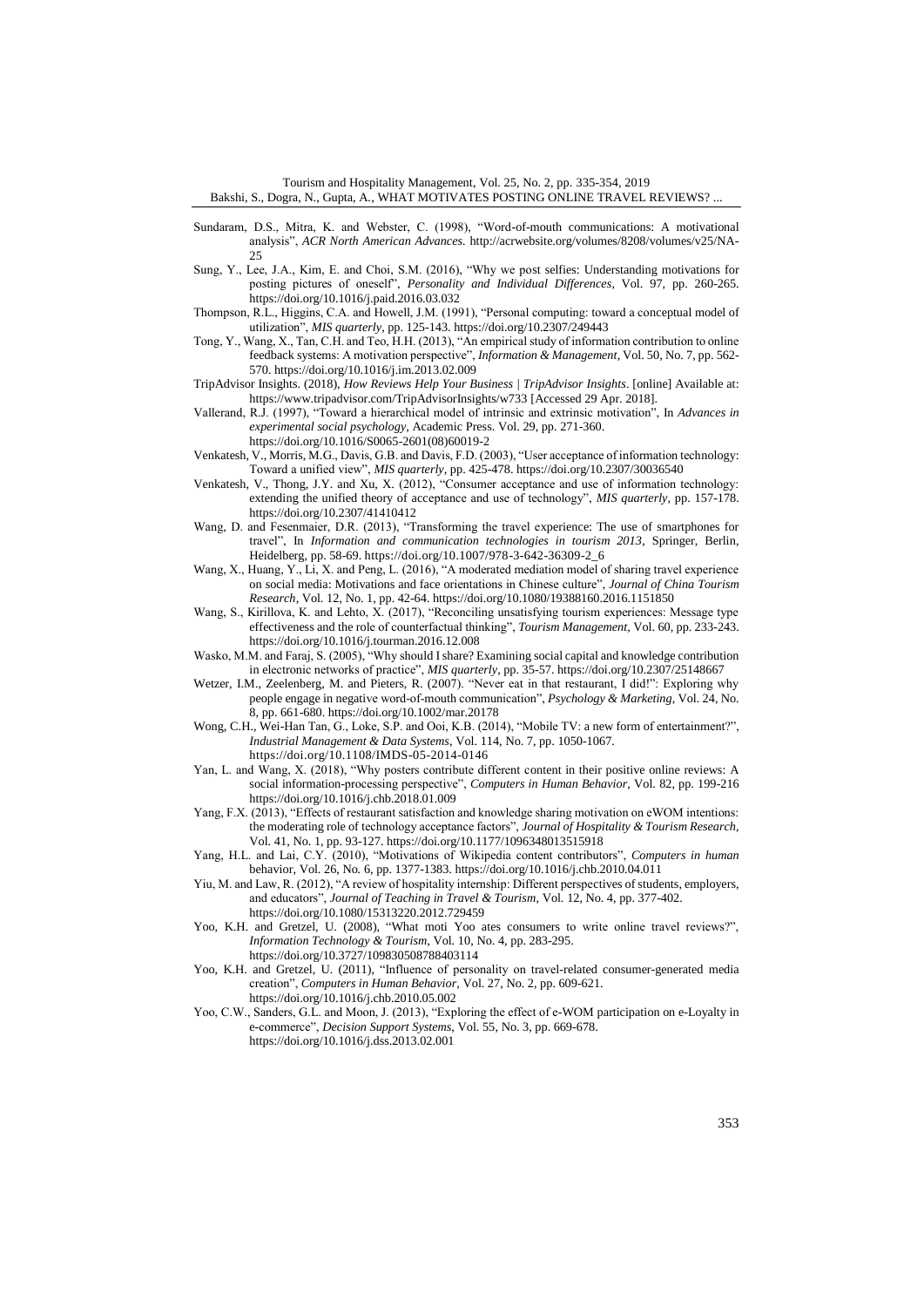Sundaram, D.S., Mitra, K. and Webster, C. (1998), "Word-of-mouth communications: A motivational analysis", *ACR North American Advances*. http://acrwebsite.org/volumes/8208/volumes/v25/NA-25

Sung, Y., Lee, J.A., Kim, E. and Choi, S.M. (2016), "Why we post selfies: Understanding motivations for posting pictures of oneself", *Personality and Individual Differences*, Vol. 97, pp. 260-265. https://doi.org/10.1016/j.paid.2016.03.032

Thompson, R.L., Higgins, C.A. and Howell, J.M. (1991), "Personal computing: toward a conceptual model of utilization", *MIS quarterly*, pp. 125-143. https://doi.org/10.2307/249443

Tong, Y., Wang, X., Tan, C.H. and Teo, H.H. (2013), "An empirical study of information contribution to online feedback systems: A motivation perspective", *Information & Management*, Vol. 50, No. 7, pp. 562-570. https://doi.org/10.1016/j.im.2013.02.009

TripAdvisor Insights. (2018), *How Reviews Help Your Business | TripAdvisor Insights*. [online] Available at: https://www.tripadvisor.com/TripAdvisorInsights/w733 [Accessed 29 Apr. 2018].

Vallerand, R.J. (1997), "Toward a hierarchical model of intrinsic and extrinsic motivation", In *Advances in experimental social psychology*, Academic Press. Vol. 29, pp. 271-360. https://doi.org/10.1016/S0065-2601(08)60019-2

Venkatesh, V., Morris, M.G., Davis, G.B. and Davis, F.D. (2003), "User acceptance of information technology: Toward a unified view", *MIS quarterly*, pp. 425-478. https://doi.org/10.2307/30036540

Venkatesh, V., Thong, J.Y. and Xu, X. (2012), "Consumer acceptance and use of information technology: extending the unified theory of acceptance and use of technology", *MIS quarterly*, pp. 157-178. https://doi.org/10.2307/41410412

Wang, D. and Fesenmaier, D.R. (2013), "Transforming the travel experience: The use of smartphones for travel", In *Information and communication technologies in tourism 2013*, Springer, Berlin, Heidelberg, pp. 58-69. https://doi.org/10.1007/978-3-642-36309-2_6

Wang, X., Huang, Y., Li, X. and Peng, L. (2016), "A moderated mediation model of sharing travel experience on social media: Motivations and face orientations in Chinese culture", *Journal of China Tourism Research*, Vol. 12, No. 1, pp. 42-64. https://doi.org/10.1080/19388160.2016.1151850

Wang, S., Kirillova, K. and Lehto, X. (2017), "Reconciling unsatisfying tourism experiences: Message type effectiveness and the role of counterfactual thinking", *Tourism Management*, Vol. 60, pp. 233-243. https://doi.org/10.1016/j.tourman.2016.12.008

Wasko, M.M. and Faraj, S. (2005), "Why should I share? Examining social capital and knowledge contribution in electronic networks of practice", *MIS quarterly*, pp. 35-57. https://doi.org/10.2307/25148667

Wetzer, I.M., Zeelenberg, M. and Pieters, R. (2007). "Never eat in that restaurant, I did!": Exploring why people engage in negative word-of-mouth communication", *Psychology & Marketing*, Vol. 24, No. 8, pp. 661-680. https://doi.org/10.1002/mar.20178

Wong, C.H., Wei-Han Tan, G., Loke, S.P. and Ooi, K.B. (2014), "Mobile TV: a new form of entertainment?", *Industrial Management & Data Systems*, Vol. 114, No. 7, pp. 1050-1067. https://doi.org/10.1108/IMDS-05-2014-0146

Yan, L. and Wang, X. (2018), "Why posters contribute different content in their positive online reviews: A social information-processing perspective", *Computers in Human Behavior*, Vol. 82, pp. 199-216 https://doi.org/10.1016/j.chb.2018.01.009

Yang, F.X. (2013), "Effects of restaurant satisfaction and knowledge sharing motivation on eWOM intentions: the moderating role of technology acceptance factors", *Journal of Hospitality & Tourism Research*, Vol. 41, No. 1, pp. 93-127. https://doi.org/10.1177/1096348013515918

Yang, H.L. and Lai, C.Y. (2010), "Motivations of Wikipedia content contributors", *Computers in human* behavior, Vol. 26, No. 6, pp. 1377-1383. https://doi.org/10.1016/j.chb.2010.04.011

Yiu, M. and Law, R. (2012), "A review of hospitality internship: Different perspectives of students, employers, and educators", *Journal of Teaching in Travel & Tourism*, Vol. 12, No. 4, pp. 377-402. https://doi.org/10.1080/15313220.2012.729459

Yoo, K.H. and Gretzel, U. (2008), "What moti Yoo ates consumers to write online travel reviews?", *Information Technology & Tourism*, Vol. 10, No. 4, pp. 283-295. https://doi.org/10.3727/109830508788403114

Yoo, K.H. and Gretzel, U. (2011), "Influence of personality on travel-related consumer-generated media creation", *Computers in Human Behavior*, Vol. 27, No. 2, pp. 609-621. https://doi.org/10.1016/j.chb.2010.05.002

Yoo, C.W., Sanders, G.L. and Moon, J. (2013), "Exploring the effect of e-WOM participation on e-Loyalty in e-commerce", *Decision Support Systems*, Vol. 55, No. 3, pp. 669-678. https://doi.org/10.1016/j.dss.2013.02.001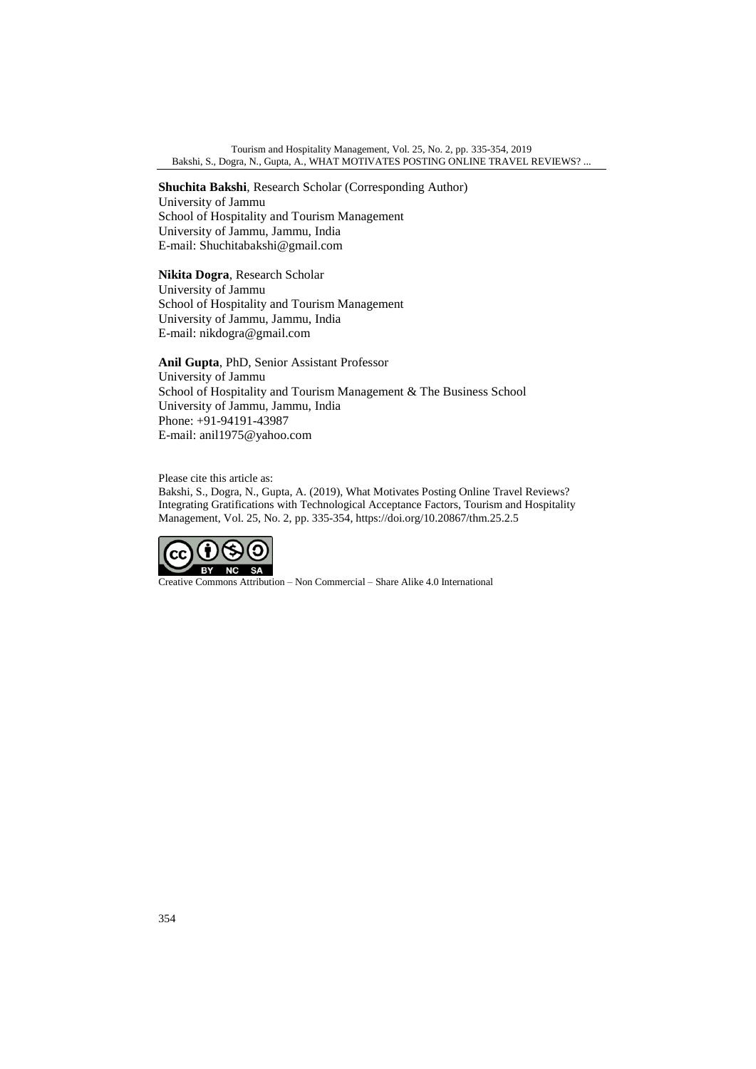**Shuchita Bakshi**, Research Scholar (Corresponding Author)
University of Jammu
School of Hospitality and Tourism Management
University of Jammu, Jammu, India
E-mail: Shuchitabakshi@gmail.com

**Nikita Dogra**, Research Scholar
University of Jammu
School of Hospitality and Tourism Management
University of Jammu, Jammu, India
E-mail: nikdogra@gmail.com

**Anil Gupta**, PhD, Senior Assistant Professor
University of Jammu
School of Hospitality and Tourism Management & The Business School
University of Jammu, Jammu, India
Phone: +91-94191-43987
E-mail: anil1975@yahoo.com

Please cite this article as:
Bakshi, S., Dogra, N., Gupta, A. (2019), What Motivates Posting Online Travel Reviews? Integrating Gratifications with Technological Acceptance Factors, Tourism and Hospitality Management, Vol. 25, No. 2, pp. 335-354, https://doi.org/10.20867/thm.25.2.5

Creative Commons Attribution – Non Commercial – Share Alike 4.0 International